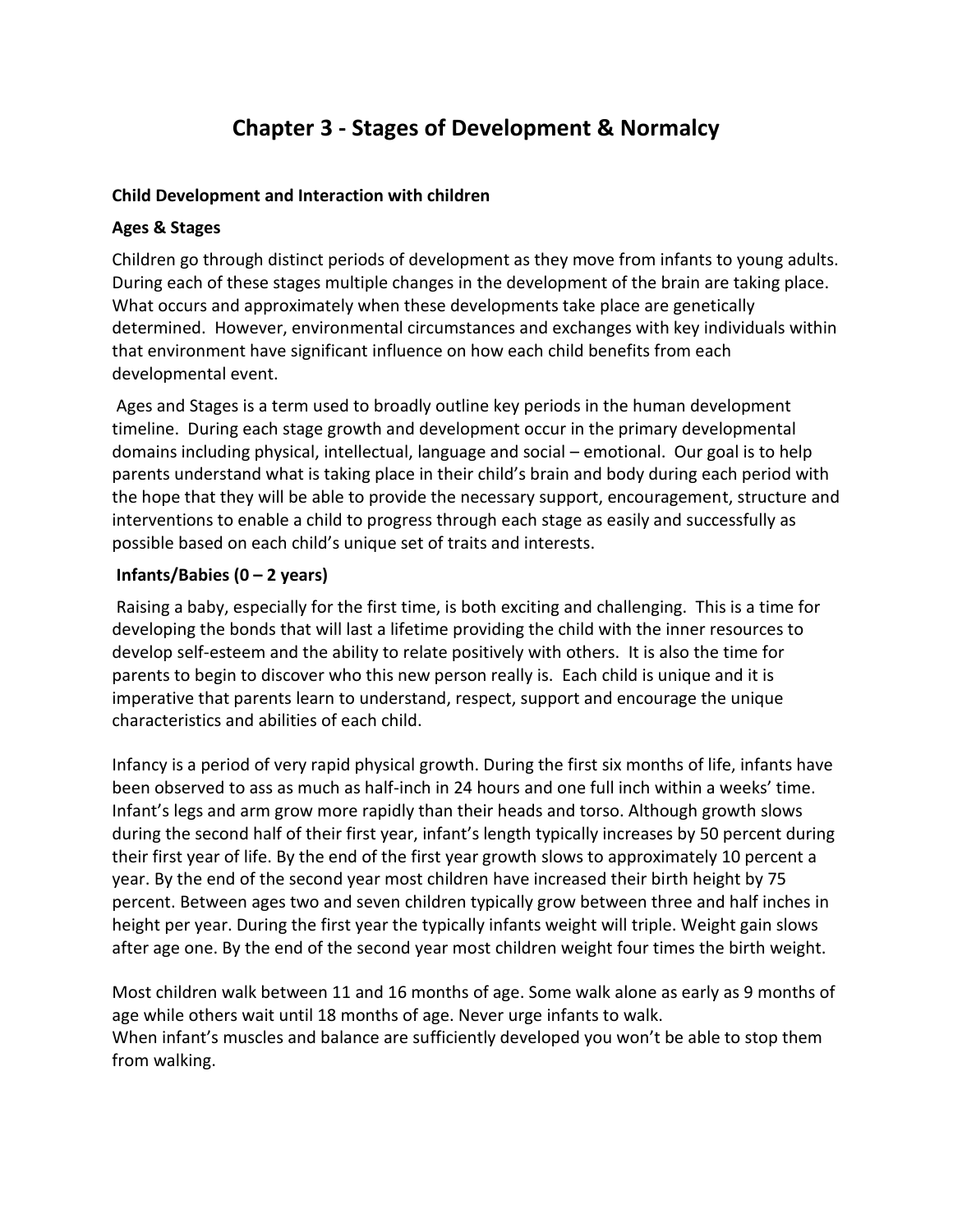# Chapter 3 - Stages of Development & Normalcy

**Child Development and Interaction with children**

**Ages & Stages**

Children go through distinct periods of development as they move from infants to young adults. During each of these stages multiple changes in the development of the brain are taking place. What occurs and approximately when these developments take place are genetically determined. However, environmental circumstances and exchanges with key individuals within that environment have significant influence on how each child benefits from each developmental event.

Ages and Stages is a term used to broadly outline key periods in the human development timeline. During each stage growth and development occur in the primary developmental domains including physical, intellectual, language and social – emotional. Our goal is to help parents understand what is taking place in their child's brain and body during each period with the hope that they will be able to provide the necessary support, encouragement, structure and interventions to enable a child to progress through each stage as easily and successfully as possible based on each child's unique set of traits and interests.

**Infants/Babies (0 – 2 years)**

Raising a baby, especially for the first time, is both exciting and challenging. This is a time for developing the bonds that will last a lifetime providing the child with the inner resources to develop self-esteem and the ability to relate positively with others. It is also the time for parents to begin to discover who this new person really is. Each child is unique and it is imperative that parents learn to understand, respect, support and encourage the unique characteristics and abilities of each child.

Infancy is a period of very rapid physical growth. During the first six months of life, infants have been observed to ass as much as half-inch in 24 hours and one full inch within a weeks' time. Infant's legs and arm grow more rapidly than their heads and torso. Although growth slows during the second half of their first year, infant's length typically increases by 50 percent during their first year of life. By the end of the first year growth slows to approximately 10 percent a year. By the end of the second year most children have increased their birth height by 75 percent. Between ages two and seven children typically grow between three and half inches in height per year. During the first year the typically infants weight will triple. Weight gain slows after age one. By the end of the second year most children weight four times the birth weight.

Most children walk between 11 and 16 months of age. Some walk alone as early as 9 months of age while others wait until 18 months of age. Never urge infants to walk.
When infant's muscles and balance are sufficiently developed you won't be able to stop them from walking.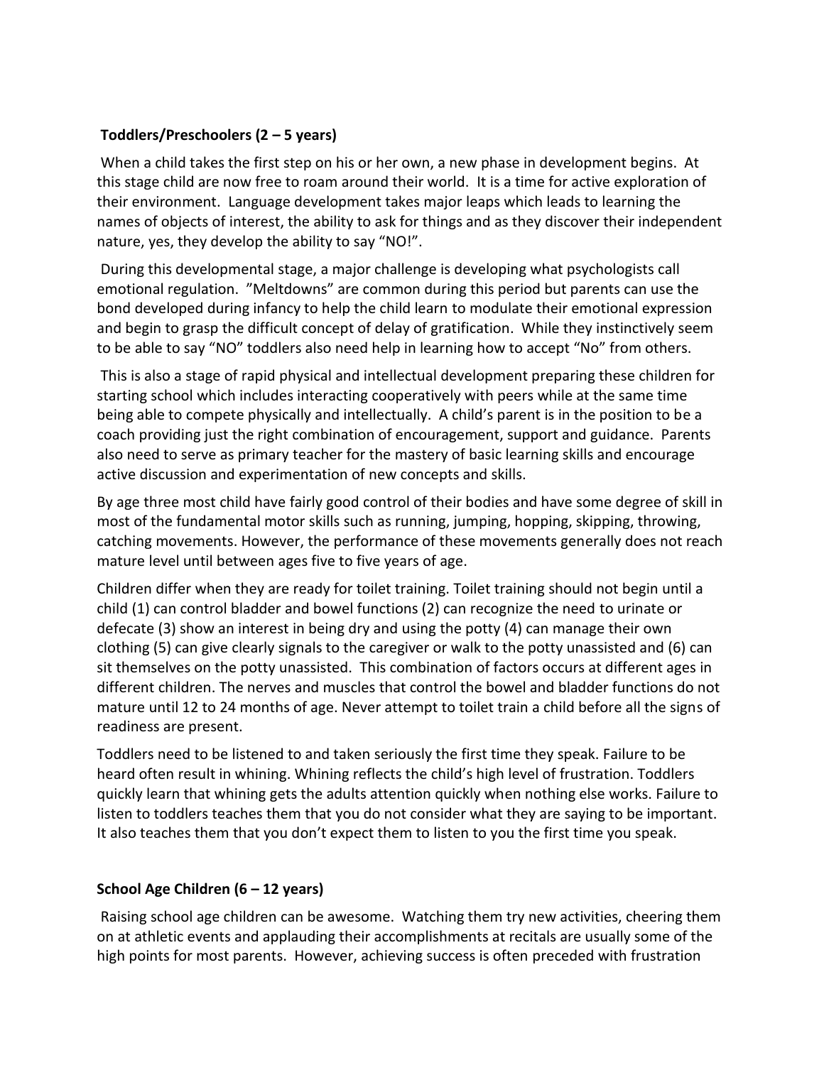**Toddlers/Preschoolers (2 – 5 years)**

When a child takes the first step on his or her own, a new phase in development begins. At this stage child are now free to roam around their world. It is a time for active exploration of their environment. Language development takes major leaps which leads to learning the names of objects of interest, the ability to ask for things and as they discover their independent nature, yes, they develop the ability to say "NO!".

During this developmental stage, a major challenge is developing what psychologists call emotional regulation. "Meltdowns" are common during this period but parents can use the bond developed during infancy to help the child learn to modulate their emotional expression and begin to grasp the difficult concept of delay of gratification. While they instinctively seem to be able to say "NO" toddlers also need help in learning how to accept "No" from others.

This is also a stage of rapid physical and intellectual development preparing these children for starting school which includes interacting cooperatively with peers while at the same time being able to compete physically and intellectually. A child's parent is in the position to be a coach providing just the right combination of encouragement, support and guidance. Parents also need to serve as primary teacher for the mastery of basic learning skills and encourage active discussion and experimentation of new concepts and skills.

By age three most child have fairly good control of their bodies and have some degree of skill in most of the fundamental motor skills such as running, jumping, hopping, skipping, throwing, catching movements. However, the performance of these movements generally does not reach mature level until between ages five to five years of age.

Children differ when they are ready for toilet training. Toilet training should not begin until a child (1) can control bladder and bowel functions (2) can recognize the need to urinate or defecate (3) show an interest in being dry and using the potty (4) can manage their own clothing (5) can give clearly signals to the caregiver or walk to the potty unassisted and (6) can sit themselves on the potty unassisted. This combination of factors occurs at different ages in different children. The nerves and muscles that control the bowel and bladder functions do not mature until 12 to 24 months of age. Never attempt to toilet train a child before all the signs of readiness are present.

Toddlers need to be listened to and taken seriously the first time they speak. Failure to be heard often result in whining. Whining reflects the child's high level of frustration. Toddlers quickly learn that whining gets the adults attention quickly when nothing else works. Failure to listen to toddlers teaches them that you do not consider what they are saying to be important. It also teaches them that you don't expect them to listen to you the first time you speak.

**School Age Children (6 – 12 years)**

Raising school age children can be awesome. Watching them try new activities, cheering them on at athletic events and applauding their accomplishments at recitals are usually some of the high points for most parents. However, achieving success is often preceded with frustration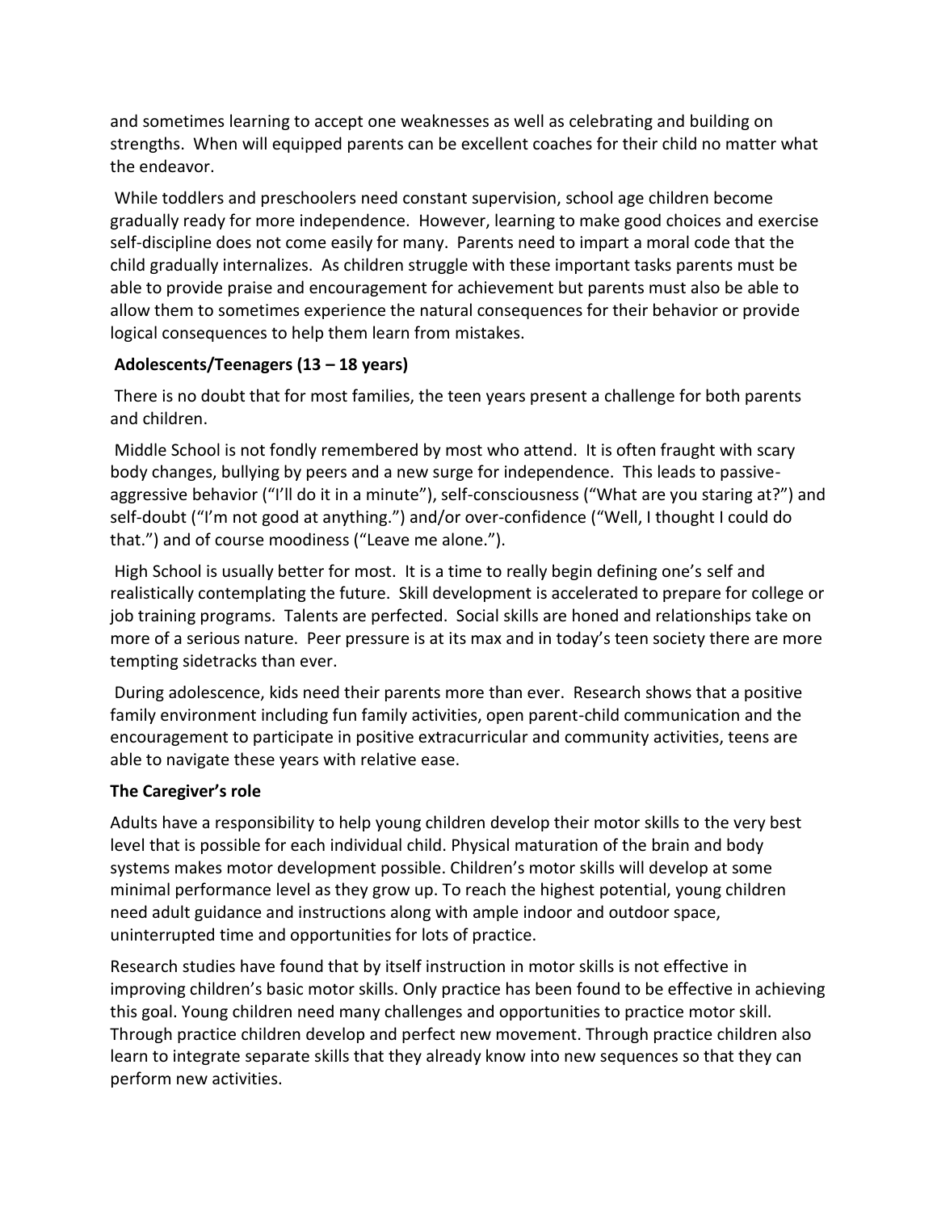and sometimes learning to accept one weaknesses as well as celebrating and building on strengths. When will equipped parents can be excellent coaches for their child no matter what the endeavor.

While toddlers and preschoolers need constant supervision, school age children become gradually ready for more independence. However, learning to make good choices and exercise self-discipline does not come easily for many. Parents need to impart a moral code that the child gradually internalizes. As children struggle with these important tasks parents must be able to provide praise and encouragement for achievement but parents must also be able to allow them to sometimes experience the natural consequences for their behavior or provide logical consequences to help them learn from mistakes.

**Adolescents/Teenagers (13 – 18 years)**

There is no doubt that for most families, the teen years present a challenge for both parents and children.

Middle School is not fondly remembered by most who attend. It is often fraught with scary body changes, bullying by peers and a new surge for independence. This leads to passive-aggressive behavior ("I'll do it in a minute"), self-consciousness ("What are you staring at?") and self-doubt ("I'm not good at anything.") and/or over-confidence ("Well, I thought I could do that.") and of course moodiness ("Leave me alone.").

High School is usually better for most. It is a time to really begin defining one's self and realistically contemplating the future. Skill development is accelerated to prepare for college or job training programs. Talents are perfected. Social skills are honed and relationships take on more of a serious nature. Peer pressure is at its max and in today's teen society there are more tempting sidetracks than ever.

During adolescence, kids need their parents more than ever. Research shows that a positive family environment including fun family activities, open parent-child communication and the encouragement to participate in positive extracurricular and community activities, teens are able to navigate these years with relative ease.

**The Caregiver's role**

Adults have a responsibility to help young children develop their motor skills to the very best level that is possible for each individual child. Physical maturation of the brain and body systems makes motor development possible. Children's motor skills will develop at some minimal performance level as they grow up. To reach the highest potential, young children need adult guidance and instructions along with ample indoor and outdoor space, uninterrupted time and opportunities for lots of practice.

Research studies have found that by itself instruction in motor skills is not effective in improving children's basic motor skills. Only practice has been found to be effective in achieving this goal. Young children need many challenges and opportunities to practice motor skill. Through practice children develop and perfect new movement. Through practice children also learn to integrate separate skills that they already know into new sequences so that they can perform new activities.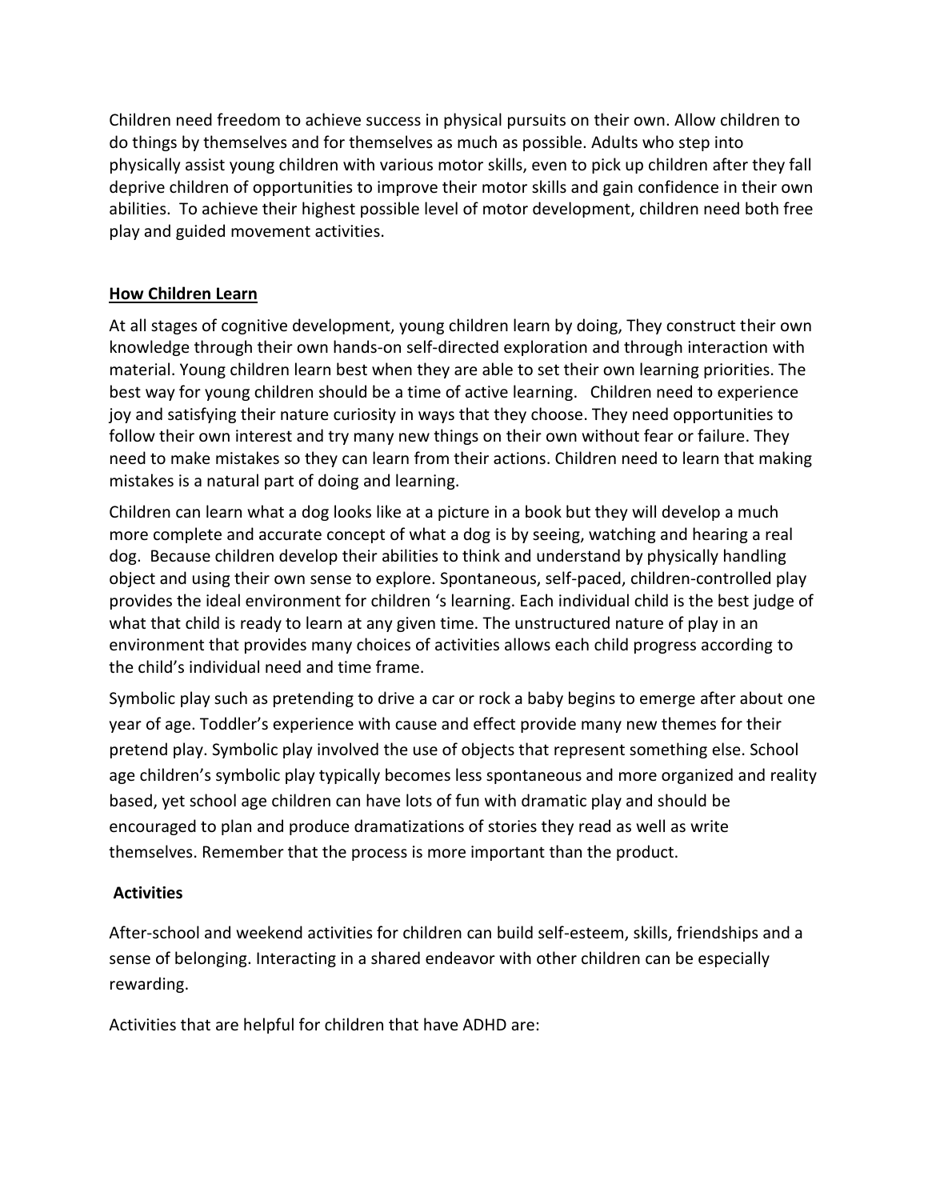Children need freedom to achieve success in physical pursuits on their own. Allow children to do things by themselves and for themselves as much as possible. Adults who step into physically assist young children with various motor skills, even to pick up children after they fall deprive children of opportunities to improve their motor skills and gain confidence in their own abilities.  To achieve their highest possible level of motor development, children need both free play and guided movement activities.

## How Children Learn

At all stages of cognitive development, young children learn by doing, They construct their own knowledge through their own hands-on self-directed exploration and through interaction with material. Young children learn best when they are able to set their own learning priorities. The best way for young children should be a time of active learning.   Children need to experience joy and satisfying their nature curiosity in ways that they choose. They need opportunities to follow their own interest and try many new things on their own without fear or failure. They need to make mistakes so they can learn from their actions. Children need to learn that making mistakes is a natural part of doing and learning.

Children can learn what a dog looks like at a picture in a book but they will develop a much more complete and accurate concept of what a dog is by seeing, watching and hearing a real dog.  Because children develop their abilities to think and understand by physically handling object and using their own sense to explore. Spontaneous, self-paced, children-controlled play provides the ideal environment for children 's learning. Each individual child is the best judge of what that child is ready to learn at any given time. The unstructured nature of play in an environment that provides many choices of activities allows each child progress according to the child's individual need and time frame.

Symbolic play such as pretending to drive a car or rock a baby begins to emerge after about one year of age. Toddler's experience with cause and effect provide many new themes for their pretend play. Symbolic play involved the use of objects that represent something else. School age children's symbolic play typically becomes less spontaneous and more organized and reality based, yet school age children can have lots of fun with dramatic play and should be encouraged to plan and produce dramatizations of stories they read as well as write themselves. Remember that the process is more important than the product.

## Activities

After-school and weekend activities for children can build self-esteem, skills, friendships and a sense of belonging. Interacting in a shared endeavor with other children can be especially rewarding.

Activities that are helpful for children that have ADHD are: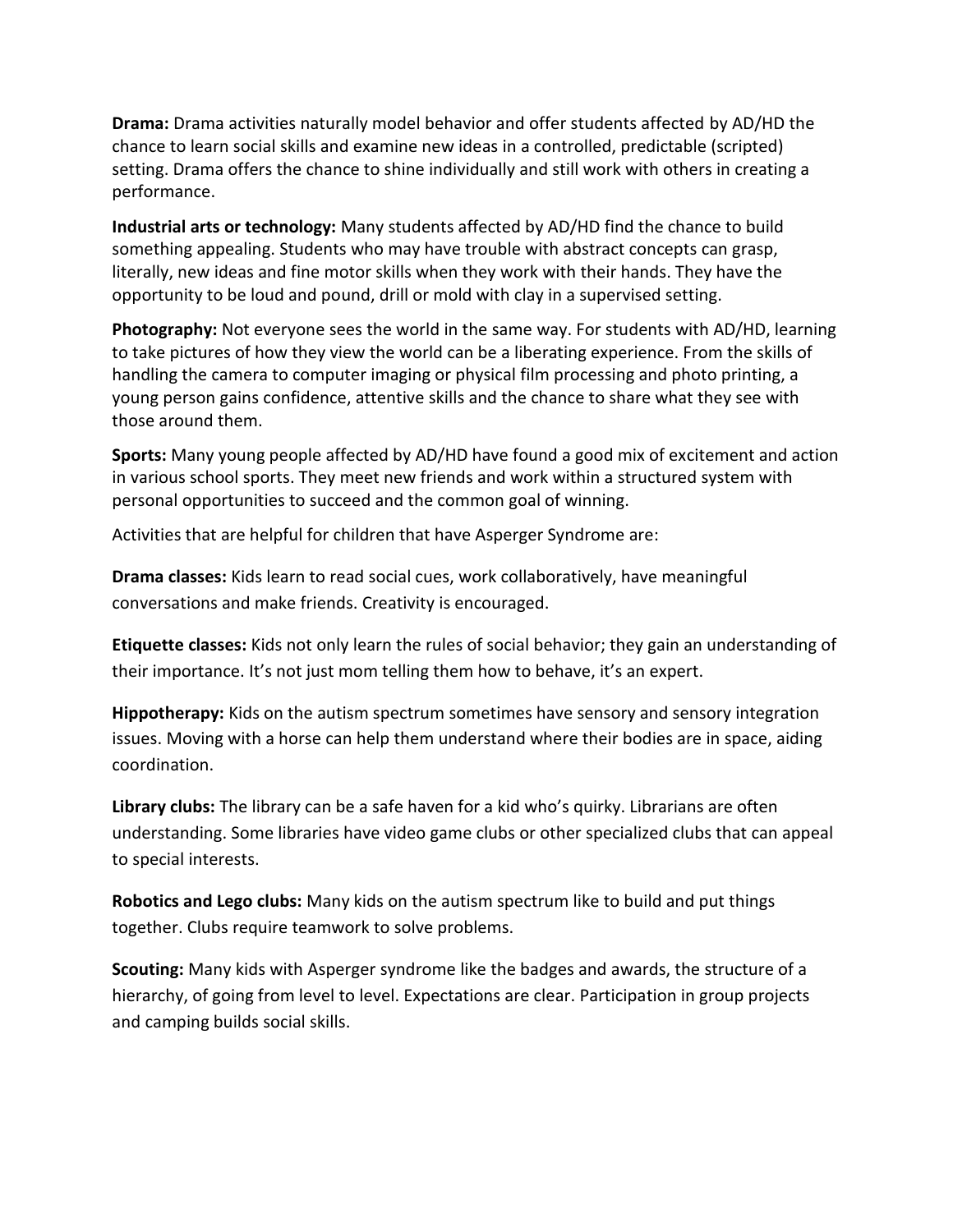**Drama:** Drama activities naturally model behavior and offer students affected by AD/HD the chance to learn social skills and examine new ideas in a controlled, predictable (scripted) setting. Drama offers the chance to shine individually and still work with others in creating a performance.

**Industrial arts or technology:** Many students affected by AD/HD find the chance to build something appealing. Students who may have trouble with abstract concepts can grasp, literally, new ideas and fine motor skills when they work with their hands. They have the opportunity to be loud and pound, drill or mold with clay in a supervised setting.

**Photography:** Not everyone sees the world in the same way. For students with AD/HD, learning to take pictures of how they view the world can be a liberating experience. From the skills of handling the camera to computer imaging or physical film processing and photo printing, a young person gains confidence, attentive skills and the chance to share what they see with those around them.

**Sports:** Many young people affected by AD/HD have found a good mix of excitement and action in various school sports. They meet new friends and work within a structured system with personal opportunities to succeed and the common goal of winning.

Activities that are helpful for children that have Asperger Syndrome are:

**Drama classes:** Kids learn to read social cues, work collaboratively, have meaningful conversations and make friends. Creativity is encouraged.

**Etiquette classes:** Kids not only learn the rules of social behavior; they gain an understanding of their importance. It's not just mom telling them how to behave, it's an expert.

**Hippotherapy:** Kids on the autism spectrum sometimes have sensory and sensory integration issues. Moving with a horse can help them understand where their bodies are in space, aiding coordination.

**Library clubs:** The library can be a safe haven for a kid who's quirky. Librarians are often understanding. Some libraries have video game clubs or other specialized clubs that can appeal to special interests.

**Robotics and Lego clubs:** Many kids on the autism spectrum like to build and put things together. Clubs require teamwork to solve problems.

**Scouting:** Many kids with Asperger syndrome like the badges and awards, the structure of a hierarchy, of going from level to level. Expectations are clear. Participation in group projects and camping builds social skills.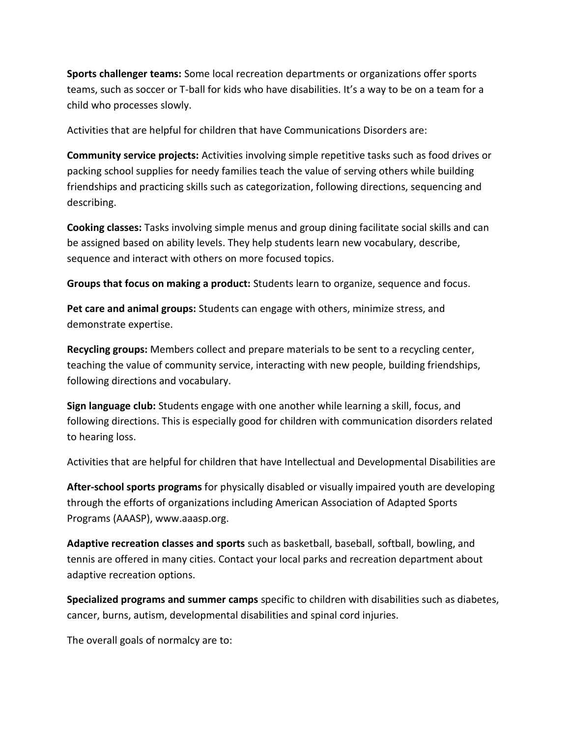**Sports challenger teams:** Some local recreation departments or organizations offer sports teams, such as soccer or T-ball for kids who have disabilities. It's a way to be on a team for a child who processes slowly.

Activities that are helpful for children that have Communications Disorders are:

**Community service projects:** Activities involving simple repetitive tasks such as food drives or packing school supplies for needy families teach the value of serving others while building friendships and practicing skills such as categorization, following directions, sequencing and describing.

**Cooking classes:** Tasks involving simple menus and group dining facilitate social skills and can be assigned based on ability levels. They help students learn new vocabulary, describe, sequence and interact with others on more focused topics.

**Groups that focus on making a product:** Students learn to organize, sequence and focus.

**Pet care and animal groups:** Students can engage with others, minimize stress, and demonstrate expertise.

**Recycling groups:** Members collect and prepare materials to be sent to a recycling center, teaching the value of community service, interacting with new people, building friendships, following directions and vocabulary.

**Sign language club:** Students engage with one another while learning a skill, focus, and following directions. This is especially good for children with communication disorders related to hearing loss.

Activities that are helpful for children that have Intellectual and Developmental Disabilities are

**After-school sports programs** for physically disabled or visually impaired youth are developing through the efforts of organizations including American Association of Adapted Sports Programs (AAASP), www.aaasp.org.

**Adaptive recreation classes and sports** such as basketball, baseball, softball, bowling, and tennis are offered in many cities. Contact your local parks and recreation department about adaptive recreation options.

**Specialized programs and summer camps** specific to children with disabilities such as diabetes, cancer, burns, autism, developmental disabilities and spinal cord injuries.

The overall goals of normalcy are to: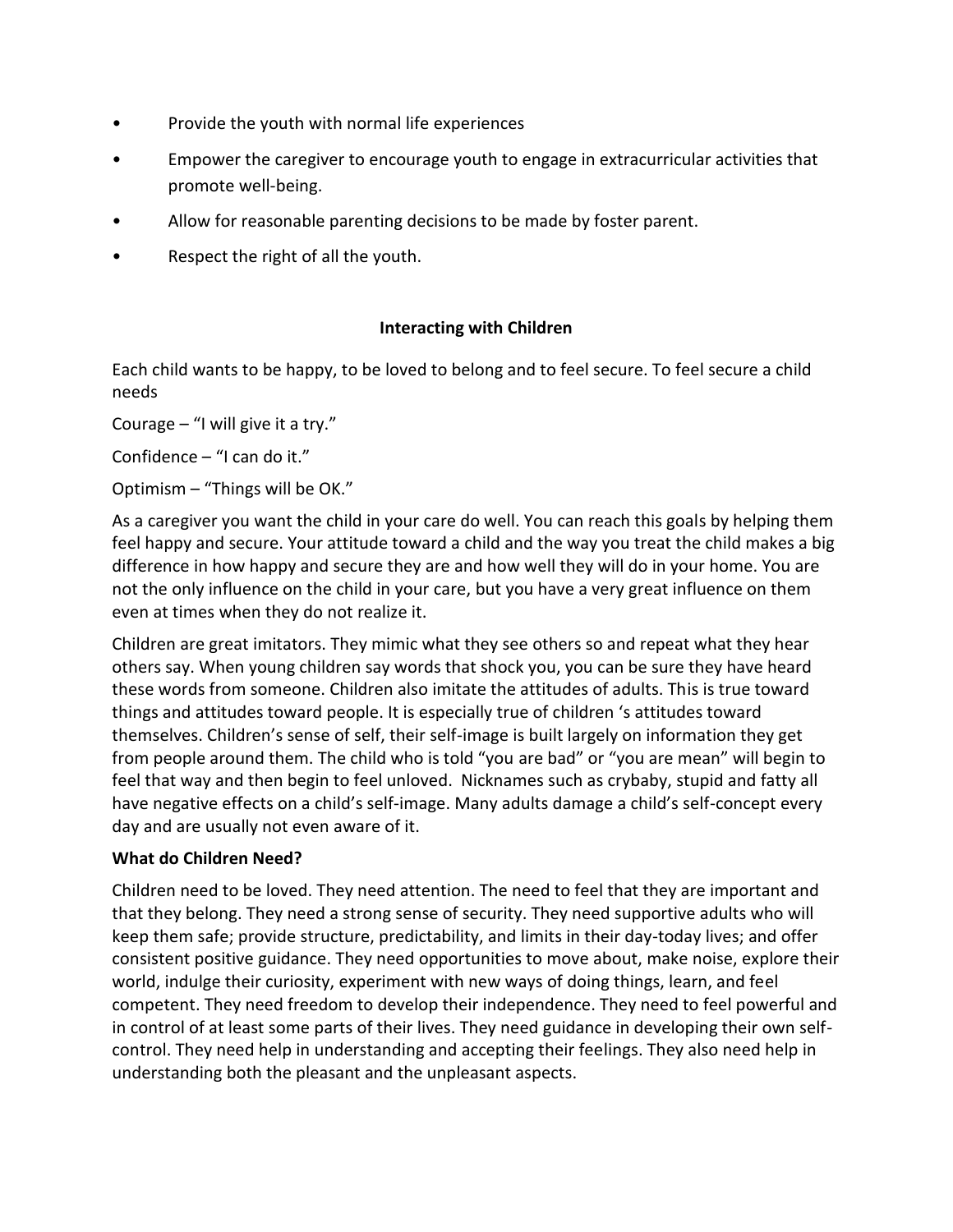- Provide the youth with normal life experiences
- Empower the caregiver to encourage youth to engage in extracurricular activities that promote well-being.
- Allow for reasonable parenting decisions to be made by foster parent.
- Respect the right of all the youth.

## Interacting with Children

Each child wants to be happy, to be loved to belong and to feel secure. To feel secure a child needs

Courage – "I will give it a try."

Confidence – "I can do it."

Optimism – "Things will be OK."

As a caregiver you want the child in your care do well. You can reach this goals by helping them feel happy and secure. Your attitude toward a child and the way you treat the child makes a big difference in how happy and secure they are and how well they will do in your home. You are not the only influence on the child in your care, but you have a very great influence on them even at times when they do not realize it.

Children are great imitators. They mimic what they see others so and repeat what they hear others say. When young children say words that shock you, you can be sure they have heard these words from someone. Children also imitate the attitudes of adults. This is true toward things and attitudes toward people. It is especially true of children 's attitudes toward themselves. Children's sense of self, their self-image is built largely on information they get from people around them. The child who is told "you are bad" or "you are mean" will begin to feel that way and then begin to feel unloved. Nicknames such as crybaby, stupid and fatty all have negative effects on a child's self-image. Many adults damage a child's self-concept every day and are usually not even aware of it.

**What do Children Need?**

Children need to be loved. They need attention. The need to feel that they are important and that they belong. They need a strong sense of security. They need supportive adults who will keep them safe; provide structure, predictability, and limits in their day-today lives; and offer consistent positive guidance. They need opportunities to move about, make noise, explore their world, indulge their curiosity, experiment with new ways of doing things, learn, and feel competent. They need freedom to develop their independence. They need to feel powerful and in control of at least some parts of their lives. They need guidance in developing their own self-control. They need help in understanding and accepting their feelings. They also need help in understanding both the pleasant and the unpleasant aspects.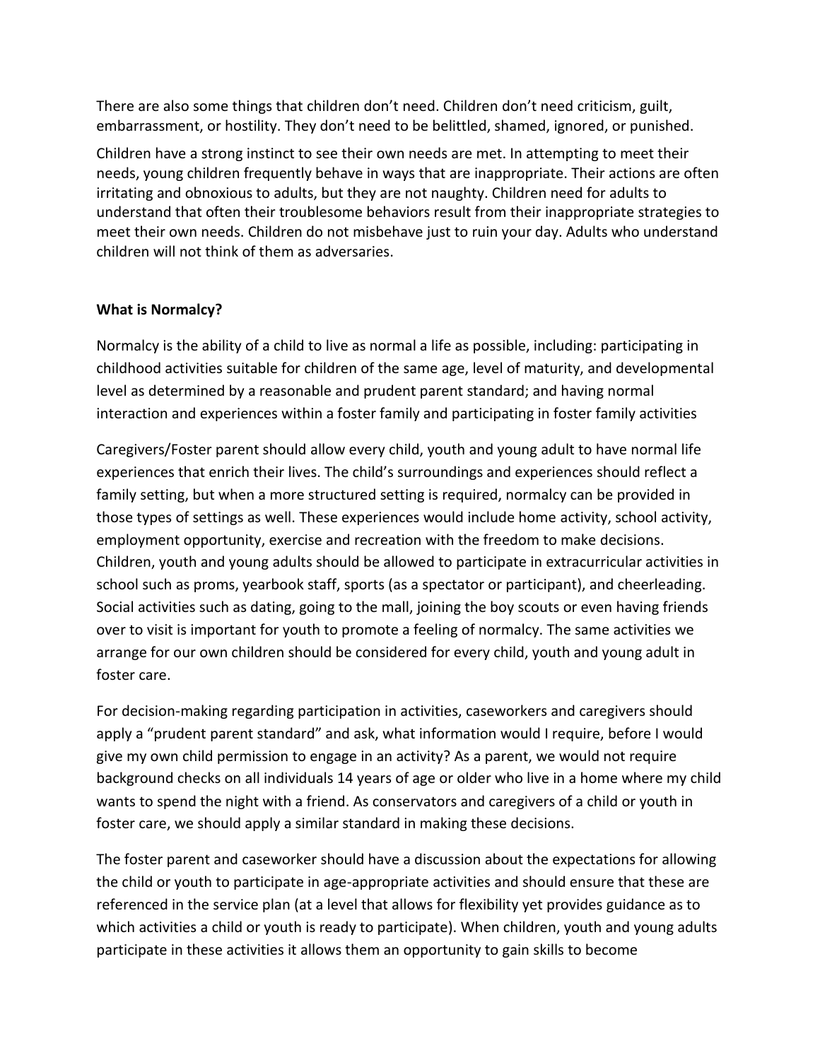There are also some things that children don't need. Children don't need criticism, guilt, embarrassment, or hostility. They don't need to be belittled, shamed, ignored, or punished.

Children have a strong instinct to see their own needs are met. In attempting to meet their needs, young children frequently behave in ways that are inappropriate. Their actions are often irritating and obnoxious to adults, but they are not naughty. Children need for adults to understand that often their troublesome behaviors result from their inappropriate strategies to meet their own needs. Children do not misbehave just to ruin your day. Adults who understand children will not think of them as adversaries.

**What is Normalcy?**

Normalcy is the ability of a child to live as normal a life as possible, including: participating in childhood activities suitable for children of the same age, level of maturity, and developmental level as determined by a reasonable and prudent parent standard; and having normal interaction and experiences within a foster family and participating in foster family activities

Caregivers/Foster parent should allow every child, youth and young adult to have normal life experiences that enrich their lives. The child's surroundings and experiences should reflect a family setting, but when a more structured setting is required, normalcy can be provided in those types of settings as well. These experiences would include home activity, school activity, employment opportunity, exercise and recreation with the freedom to make decisions. Children, youth and young adults should be allowed to participate in extracurricular activities in school such as proms, yearbook staff, sports (as a spectator or participant), and cheerleading. Social activities such as dating, going to the mall, joining the boy scouts or even having friends over to visit is important for youth to promote a feeling of normalcy. The same activities we arrange for our own children should be considered for every child, youth and young adult in foster care.

For decision-making regarding participation in activities, caseworkers and caregivers should apply a "prudent parent standard" and ask, what information would I require, before I would give my own child permission to engage in an activity? As a parent, we would not require background checks on all individuals 14 years of age or older who live in a home where my child wants to spend the night with a friend. As conservators and caregivers of a child or youth in foster care, we should apply a similar standard in making these decisions.

The foster parent and caseworker should have a discussion about the expectations for allowing the child or youth to participate in age-appropriate activities and should ensure that these are referenced in the service plan (at a level that allows for flexibility yet provides guidance as to which activities a child or youth is ready to participate). When children, youth and young adults participate in these activities it allows them an opportunity to gain skills to become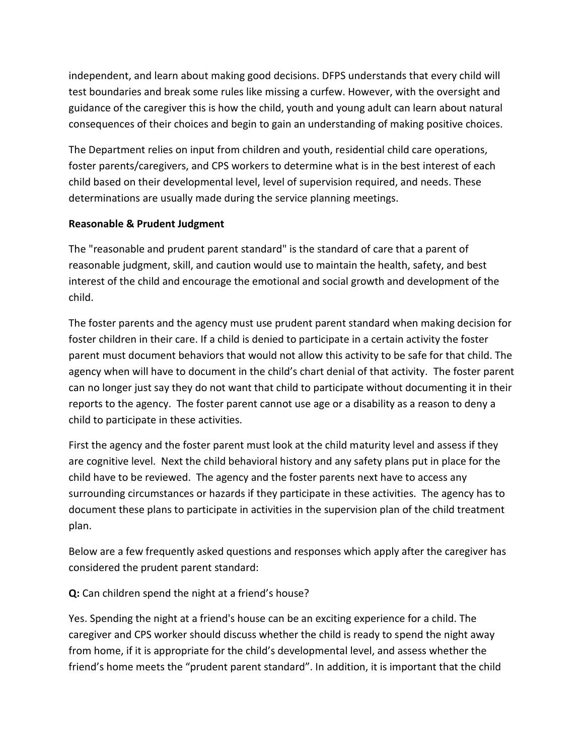independent, and learn about making good decisions. DFPS understands that every child will test boundaries and break some rules like missing a curfew. However, with the oversight and guidance of the caregiver this is how the child, youth and young adult can learn about natural consequences of their choices and begin to gain an understanding of making positive choices.

The Department relies on input from children and youth, residential child care operations, foster parents/caregivers, and CPS workers to determine what is in the best interest of each child based on their developmental level, level of supervision required, and needs. These determinations are usually made during the service planning meetings.

**Reasonable & Prudent Judgment**

The "reasonable and prudent parent standard" is the standard of care that a parent of reasonable judgment, skill, and caution would use to maintain the health, safety, and best interest of the child and encourage the emotional and social growth and development of the child.

The foster parents and the agency must use prudent parent standard when making decision for foster children in their care. If a child is denied to participate in a certain activity the foster parent must document behaviors that would not allow this activity to be safe for that child. The agency when will have to document in the child's chart denial of that activity. The foster parent can no longer just say they do not want that child to participate without documenting it in their reports to the agency. The foster parent cannot use age or a disability as a reason to deny a child to participate in these activities.

First the agency and the foster parent must look at the child maturity level and assess if they are cognitive level. Next the child behavioral history and any safety plans put in place for the child have to be reviewed. The agency and the foster parents next have to access any surrounding circumstances or hazards if they participate in these activities. The agency has to document these plans to participate in activities in the supervision plan of the child treatment plan.

Below are a few frequently asked questions and responses which apply after the caregiver has considered the prudent parent standard:

**Q:** Can children spend the night at a friend's house?

Yes. Spending the night at a friend's house can be an exciting experience for a child. The caregiver and CPS worker should discuss whether the child is ready to spend the night away from home, if it is appropriate for the child's developmental level, and assess whether the friend's home meets the "prudent parent standard". In addition, it is important that the child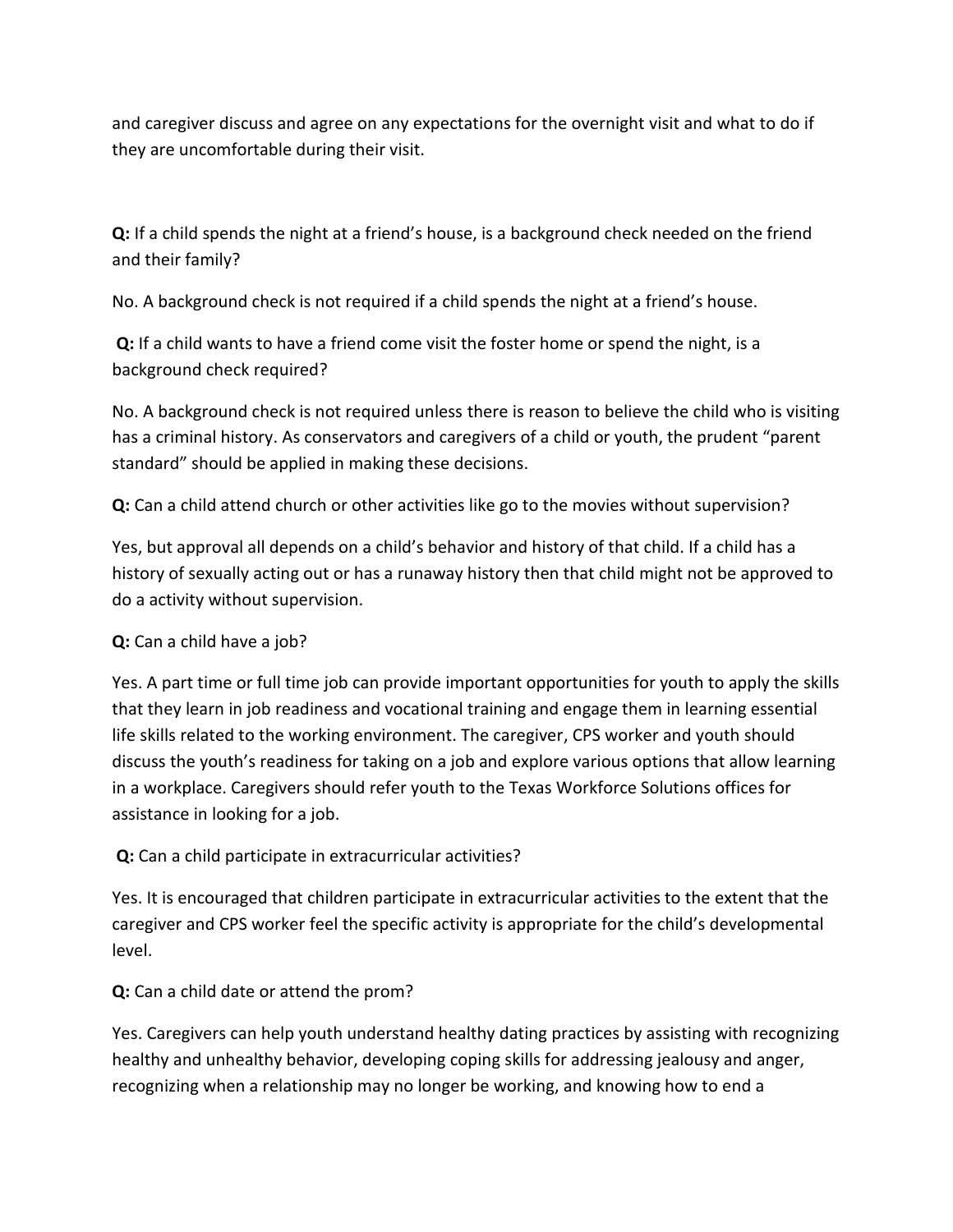and caregiver discuss and agree on any expectations for the overnight visit and what to do if they are uncomfortable during their visit.

**Q:** If a child spends the night at a friend's house, is a background check needed on the friend and their family?

No. A background check is not required if a child spends the night at a friend's house.

**Q:** If a child wants to have a friend come visit the foster home or spend the night, is a background check required?

No. A background check is not required unless there is reason to believe the child who is visiting has a criminal history. As conservators and caregivers of a child or youth, the prudent "parent standard" should be applied in making these decisions.

**Q:** Can a child attend church or other activities like go to the movies without supervision?

Yes, but approval all depends on a child's behavior and history of that child. If a child has a history of sexually acting out or has a runaway history then that child might not be approved to do a activity without supervision.

**Q:** Can a child have a job?

Yes. A part time or full time job can provide important opportunities for youth to apply the skills that they learn in job readiness and vocational training and engage them in learning essential life skills related to the working environment. The caregiver, CPS worker and youth should discuss the youth's readiness for taking on a job and explore various options that allow learning in a workplace. Caregivers should refer youth to the Texas Workforce Solutions offices for assistance in looking for a job.

**Q:** Can a child participate in extracurricular activities?

Yes. It is encouraged that children participate in extracurricular activities to the extent that the caregiver and CPS worker feel the specific activity is appropriate for the child's developmental level.

**Q:** Can a child date or attend the prom?

Yes. Caregivers can help youth understand healthy dating practices by assisting with recognizing healthy and unhealthy behavior, developing coping skills for addressing jealousy and anger, recognizing when a relationship may no longer be working, and knowing how to end a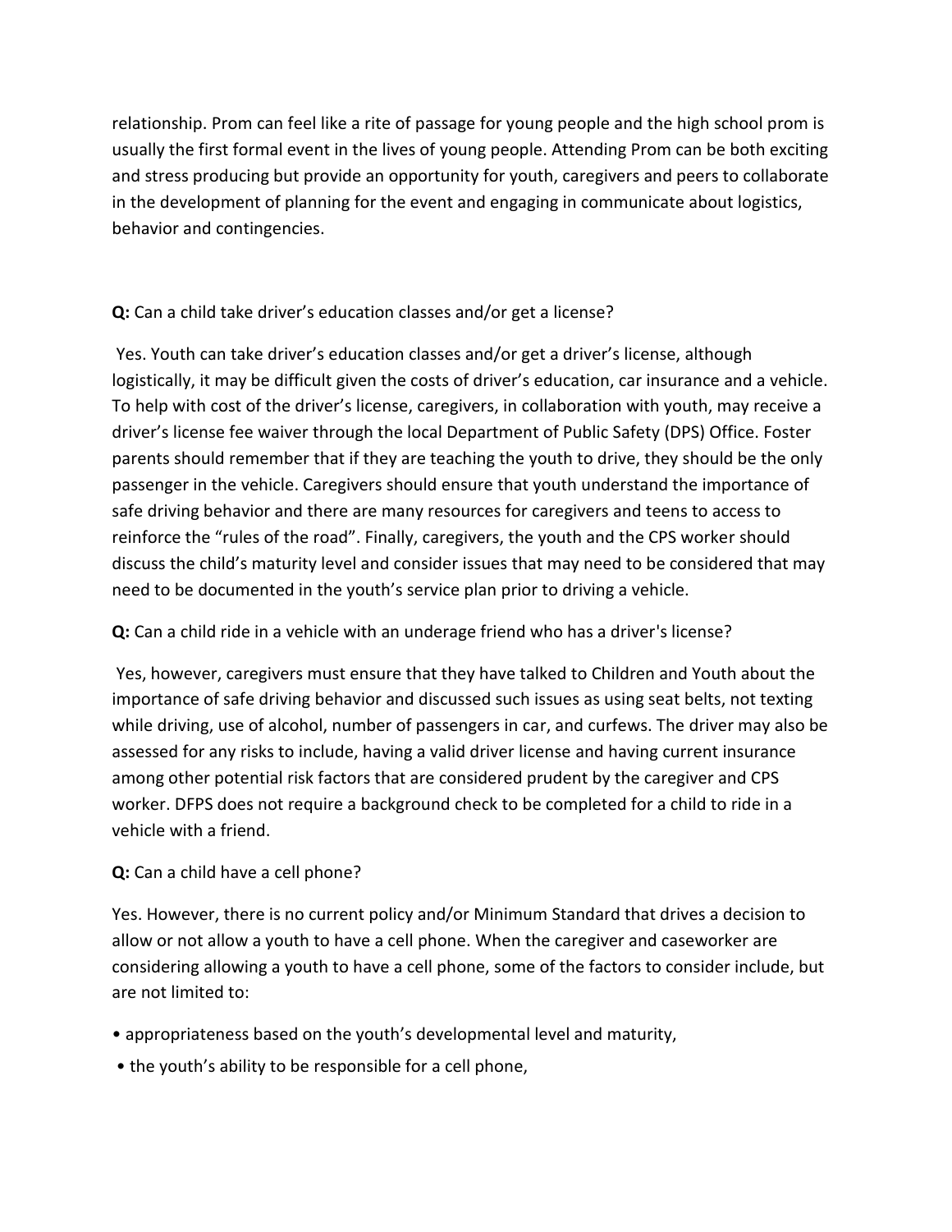relationship. Prom can feel like a rite of passage for young people and the high school prom is usually the first formal event in the lives of young people. Attending Prom can be both exciting and stress producing but provide an opportunity for youth, caregivers and peers to collaborate in the development of planning for the event and engaging in communicate about logistics, behavior and contingencies.

**Q:** Can a child take driver's education classes and/or get a license?

Yes. Youth can take driver's education classes and/or get a driver's license, although logistically, it may be difficult given the costs of driver's education, car insurance and a vehicle. To help with cost of the driver's license, caregivers, in collaboration with youth, may receive a driver's license fee waiver through the local Department of Public Safety (DPS) Office. Foster parents should remember that if they are teaching the youth to drive, they should be the only passenger in the vehicle. Caregivers should ensure that youth understand the importance of safe driving behavior and there are many resources for caregivers and teens to access to reinforce the "rules of the road". Finally, caregivers, the youth and the CPS worker should discuss the child's maturity level and consider issues that may need to be considered that may need to be documented in the youth's service plan prior to driving a vehicle.

**Q:** Can a child ride in a vehicle with an underage friend who has a driver's license?

Yes, however, caregivers must ensure that they have talked to Children and Youth about the importance of safe driving behavior and discussed such issues as using seat belts, not texting while driving, use of alcohol, number of passengers in car, and curfews. The driver may also be assessed for any risks to include, having a valid driver license and having current insurance among other potential risk factors that are considered prudent by the caregiver and CPS worker. DFPS does not require a background check to be completed for a child to ride in a vehicle with a friend.

**Q:** Can a child have a cell phone?

Yes. However, there is no current policy and/or Minimum Standard that drives a decision to allow or not allow a youth to have a cell phone. When the caregiver and caseworker are considering allowing a youth to have a cell phone, some of the factors to consider include, but are not limited to:

- appropriateness based on the youth's developmental level and maturity,
- the youth's ability to be responsible for a cell phone,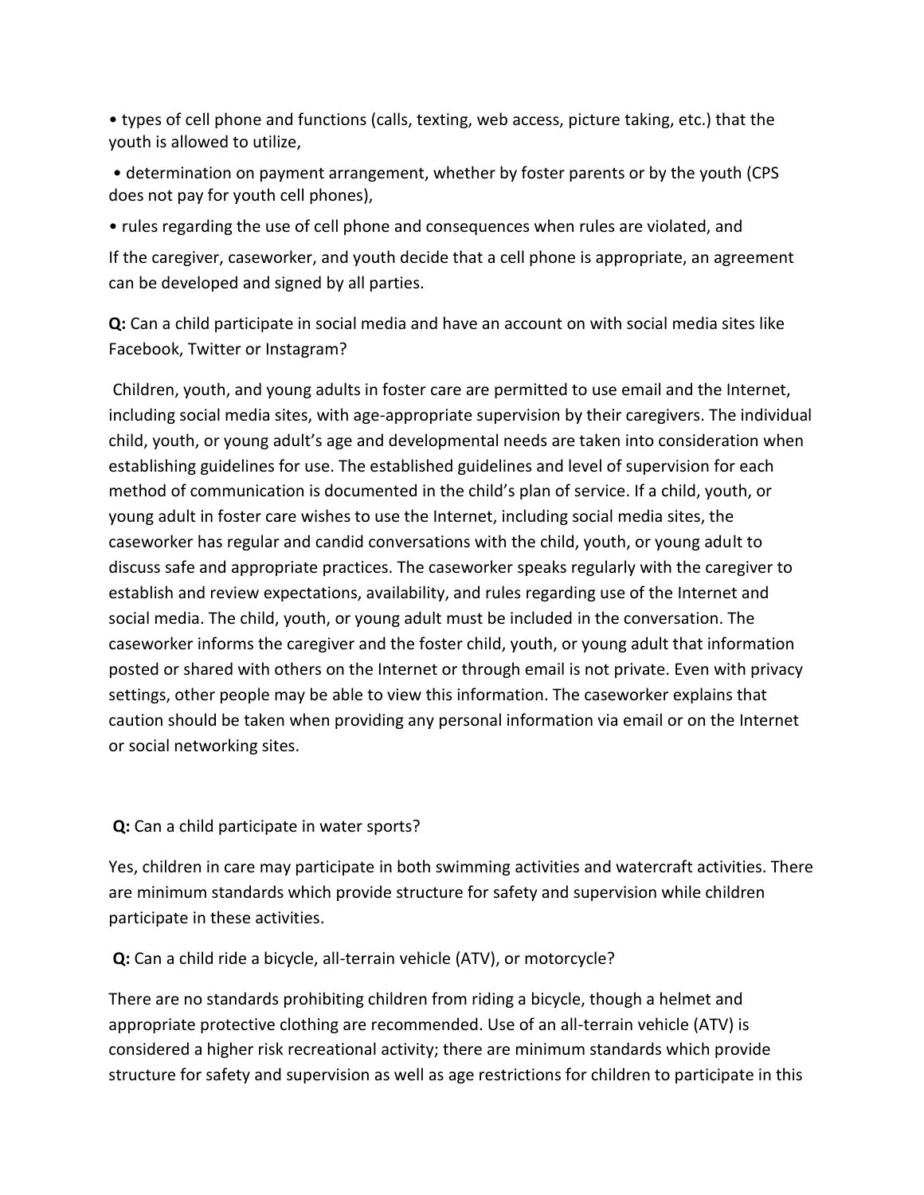- types of cell phone and functions (calls, texting, web access, picture taking, etc.) that the youth is allowed to utilize,
- determination on payment arrangement, whether by foster parents or by the youth (CPS does not pay for youth cell phones),
- rules regarding the use of cell phone and consequences when rules are violated, and

If the caregiver, caseworker, and youth decide that a cell phone is appropriate, an agreement can be developed and signed by all parties.

**Q:** Can a child participate in social media and have an account on with social media sites like Facebook, Twitter or Instagram?

Children, youth, and young adults in foster care are permitted to use email and the Internet, including social media sites, with age-appropriate supervision by their caregivers. The individual child, youth, or young adult's age and developmental needs are taken into consideration when establishing guidelines for use. The established guidelines and level of supervision for each method of communication is documented in the child's plan of service. If a child, youth, or young adult in foster care wishes to use the Internet, including social media sites, the caseworker has regular and candid conversations with the child, youth, or young adult to discuss safe and appropriate practices. The caseworker speaks regularly with the caregiver to establish and review expectations, availability, and rules regarding use of the Internet and social media. The child, youth, or young adult must be included in the conversation. The caseworker informs the caregiver and the foster child, youth, or young adult that information posted or shared with others on the Internet or through email is not private. Even with privacy settings, other people may be able to view this information. The caseworker explains that caution should be taken when providing any personal information via email or on the Internet or social networking sites.

**Q:** Can a child participate in water sports?

Yes, children in care may participate in both swimming activities and watercraft activities. There are minimum standards which provide structure for safety and supervision while children participate in these activities.

**Q:** Can a child ride a bicycle, all-terrain vehicle (ATV), or motorcycle?

There are no standards prohibiting children from riding a bicycle, though a helmet and appropriate protective clothing are recommended. Use of an all-terrain vehicle (ATV) is considered a higher risk recreational activity; there are minimum standards which provide structure for safety and supervision as well as age restrictions for children to participate in this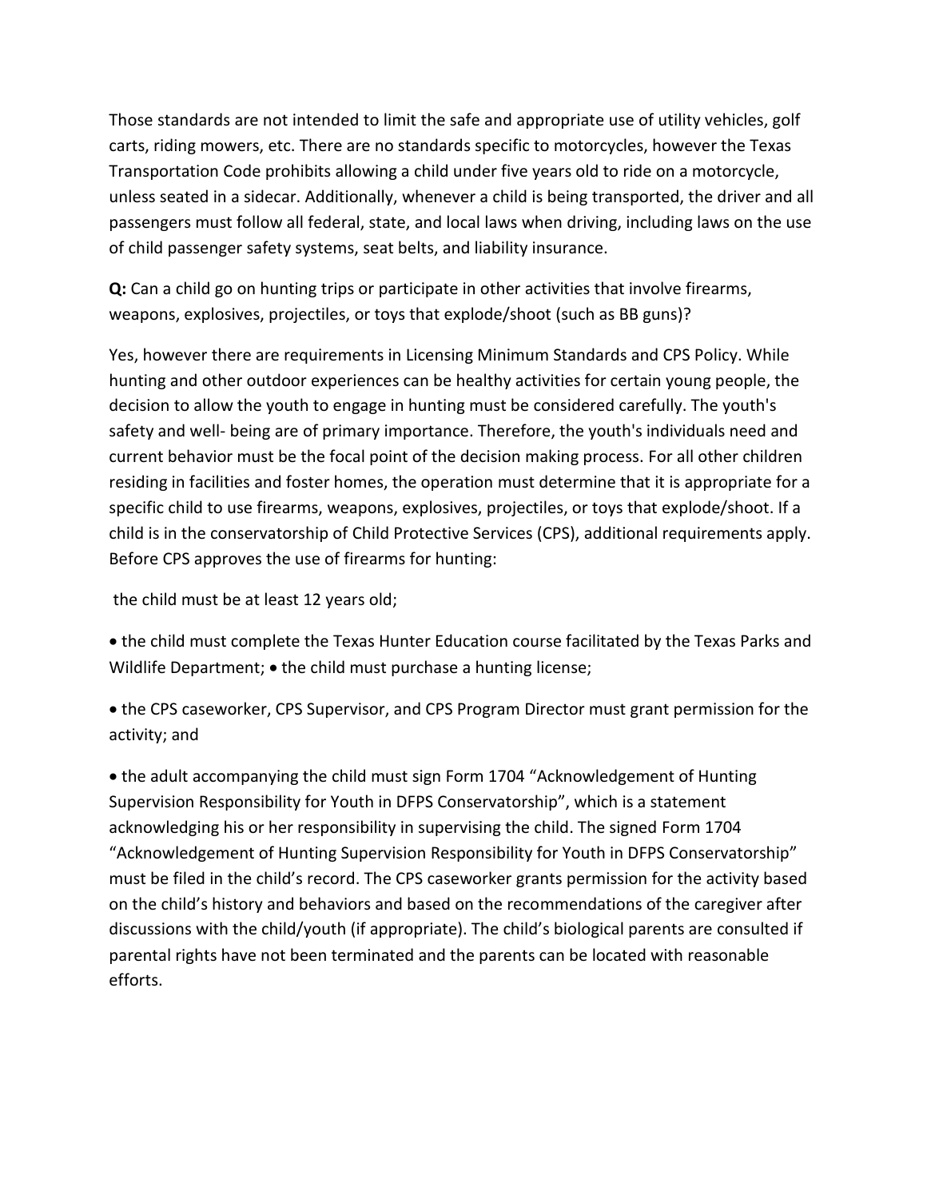Those standards are not intended to limit the safe and appropriate use of utility vehicles, golf carts, riding mowers, etc. There are no standards specific to motorcycles, however the Texas Transportation Code prohibits allowing a child under five years old to ride on a motorcycle, unless seated in a sidecar. Additionally, whenever a child is being transported, the driver and all passengers must follow all federal, state, and local laws when driving, including laws on the use of child passenger safety systems, seat belts, and liability insurance.

**Q:** Can a child go on hunting trips or participate in other activities that involve firearms, weapons, explosives, projectiles, or toys that explode/shoot (such as BB guns)?

Yes, however there are requirements in Licensing Minimum Standards and CPS Policy. While hunting and other outdoor experiences can be healthy activities for certain young people, the decision to allow the youth to engage in hunting must be considered carefully. The youth's safety and well- being are of primary importance. Therefore, the youth's individuals need and current behavior must be the focal point of the decision making process. For all other children residing in facilities and foster homes, the operation must determine that it is appropriate for a specific child to use firearms, weapons, explosives, projectiles, or toys that explode/shoot. If a child is in the conservatorship of Child Protective Services (CPS), additional requirements apply. Before CPS approves the use of firearms for hunting:

- the child must be at least 12 years old;
- the child must complete the Texas Hunter Education course facilitated by the Texas Parks and Wildlife Department;
- the child must purchase a hunting license;
- the CPS caseworker, CPS Supervisor, and CPS Program Director must grant permission for the activity; and
- the adult accompanying the child must sign Form 1704 “Acknowledgement of Hunting Supervision Responsibility for Youth in DFPS Conservatorship”, which is a statement acknowledging his or her responsibility in supervising the child. The signed Form 1704 “Acknowledgement of Hunting Supervision Responsibility for Youth in DFPS Conservatorship” must be filed in the child’s record. The CPS caseworker grants permission for the activity based on the child’s history and behaviors and based on the recommendations of the caregiver after discussions with the child/youth (if appropriate). The child’s biological parents are consulted if parental rights have not been terminated and the parents can be located with reasonable efforts.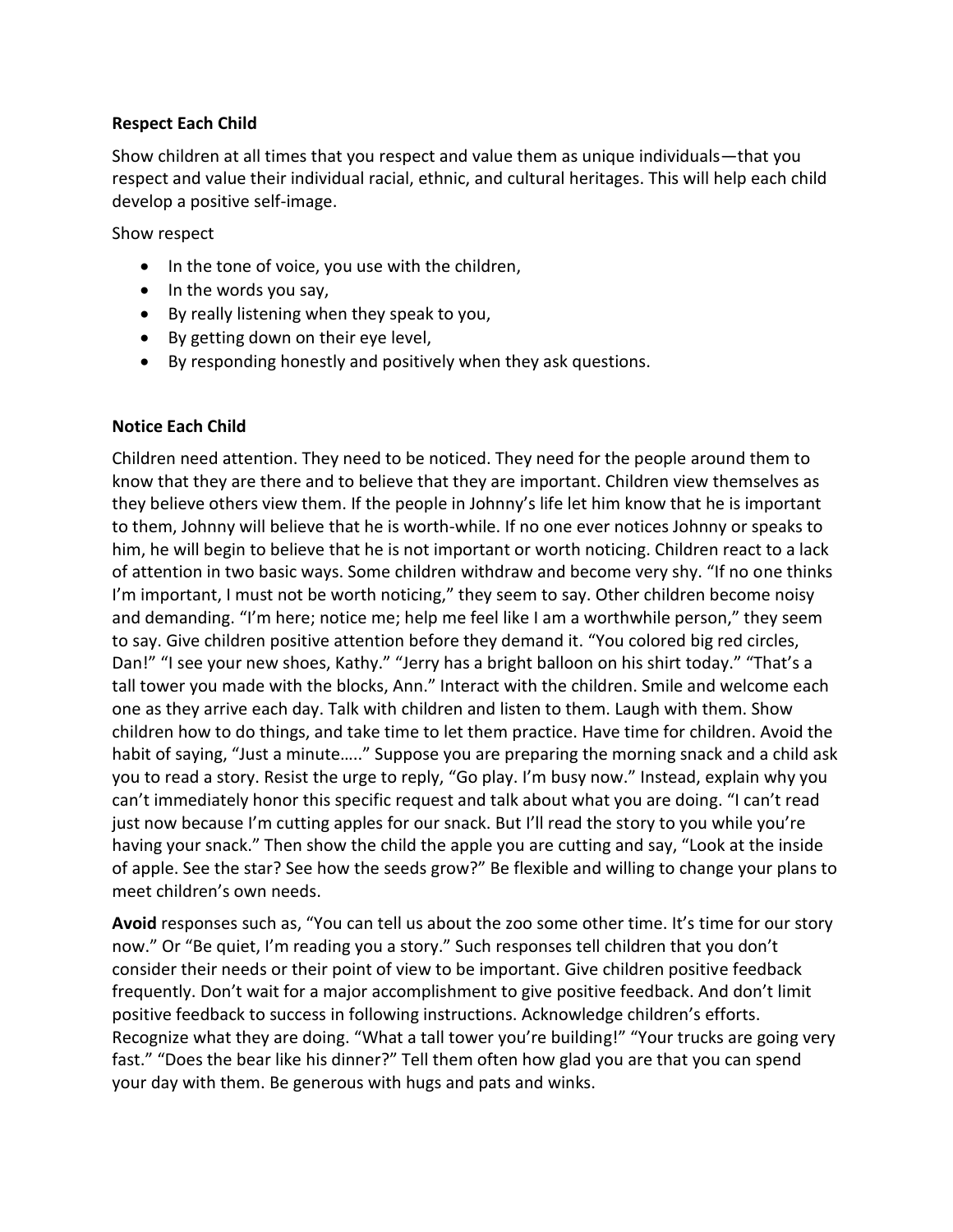**Respect Each Child**

Show children at all times that you respect and value them as unique individuals—that you respect and value their individual racial, ethnic, and cultural heritages. This will help each child develop a positive self-image.

Show respect

- In the tone of voice, you use with the children,
- In the words you say,
- By really listening when they speak to you,
- By getting down on their eye level,
- By responding honestly and positively when they ask questions.

**Notice Each Child**

Children need attention. They need to be noticed. They need for the people around them to know that they are there and to believe that they are important. Children view themselves as they believe others view them. If the people in Johnny's life let him know that he is important to them, Johnny will believe that he is worth-while. If no one ever notices Johnny or speaks to him, he will begin to believe that he is not important or worth noticing. Children react to a lack of attention in two basic ways. Some children withdraw and become very shy. "If no one thinks I'm important, I must not be worth noticing," they seem to say. Other children become noisy and demanding. "I'm here; notice me; help me feel like I am a worthwhile person," they seem to say. Give children positive attention before they demand it. "You colored big red circles, Dan!" "I see your new shoes, Kathy." "Jerry has a bright balloon on his shirt today." "That's a tall tower you made with the blocks, Ann." Interact with the children. Smile and welcome each one as they arrive each day. Talk with children and listen to them. Laugh with them. Show children how to do things, and take time to let them practice. Have time for children. Avoid the habit of saying, "Just a minute….." Suppose you are preparing the morning snack and a child ask you to read a story. Resist the urge to reply, "Go play. I'm busy now." Instead, explain why you can't immediately honor this specific request and talk about what you are doing. "I can't read just now because I'm cutting apples for our snack. But I'll read the story to you while you're having your snack." Then show the child the apple you are cutting and say, "Look at the inside of apple. See the star? See how the seeds grow?" Be flexible and willing to change your plans to meet children's own needs.

**Avoid** responses such as, "You can tell us about the zoo some other time. It's time for our story now." Or "Be quiet, I'm reading you a story." Such responses tell children that you don't consider their needs or their point of view to be important. Give children positive feedback frequently. Don't wait for a major accomplishment to give positive feedback. And don't limit positive feedback to success in following instructions. Acknowledge children's efforts. Recognize what they are doing. "What a tall tower you're building!" "Your trucks are going very fast." "Does the bear like his dinner?" Tell them often how glad you are that you can spend your day with them. Be generous with hugs and pats and winks.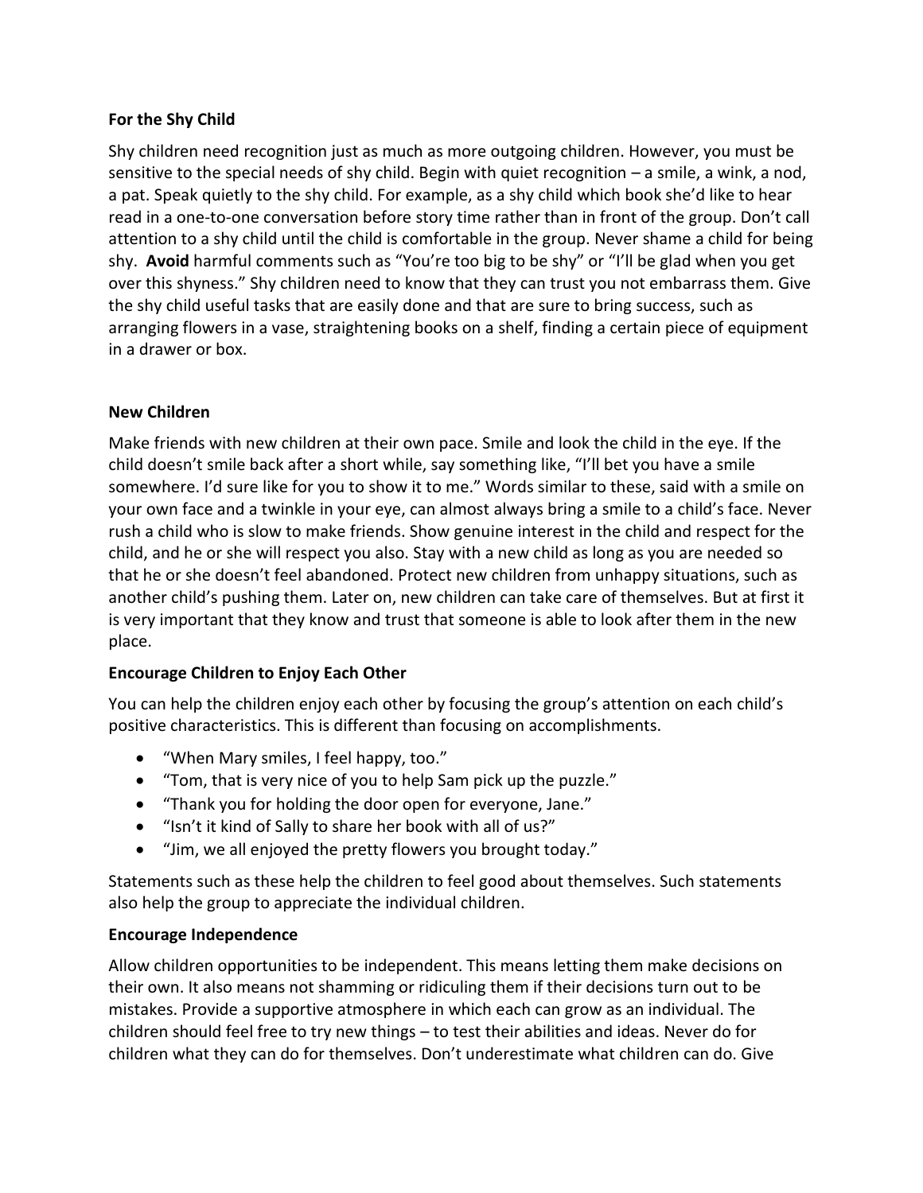**For the Shy Child**

Shy children need recognition just as much as more outgoing children. However, you must be sensitive to the special needs of shy child. Begin with quiet recognition – a smile, a wink, a nod, a pat. Speak quietly to the shy child. For example, as a shy child which book she'd like to hear read in a one-to-one conversation before story time rather than in front of the group. Don't call attention to a shy child until the child is comfortable in the group. Never shame a child for being shy. **Avoid** harmful comments such as "You're too big to be shy" or "I'll be glad when you get over this shyness." Shy children need to know that they can trust you not embarrass them. Give the shy child useful tasks that are easily done and that are sure to bring success, such as arranging flowers in a vase, straightening books on a shelf, finding a certain piece of equipment in a drawer or box.

**New Children**

Make friends with new children at their own pace. Smile and look the child in the eye. If the child doesn't smile back after a short while, say something like, "I'll bet you have a smile somewhere. I'd sure like for you to show it to me." Words similar to these, said with a smile on your own face and a twinkle in your eye, can almost always bring a smile to a child's face. Never rush a child who is slow to make friends. Show genuine interest in the child and respect for the child, and he or she will respect you also. Stay with a new child as long as you are needed so that he or she doesn't feel abandoned. Protect new children from unhappy situations, such as another child's pushing them. Later on, new children can take care of themselves. But at first it is very important that they know and trust that someone is able to look after them in the new place.

**Encourage Children to Enjoy Each Other**

You can help the children enjoy each other by focusing the group's attention on each child's positive characteristics. This is different than focusing on accomplishments.

- "When Mary smiles, I feel happy, too."
- "Tom, that is very nice of you to help Sam pick up the puzzle."
- "Thank you for holding the door open for everyone, Jane."
- "Isn't it kind of Sally to share her book with all of us?"
- "Jim, we all enjoyed the pretty flowers you brought today."

Statements such as these help the children to feel good about themselves. Such statements also help the group to appreciate the individual children.

**Encourage Independence**

Allow children opportunities to be independent. This means letting them make decisions on their own. It also means not shamming or ridiculing them if their decisions turn out to be mistakes. Provide a supportive atmosphere in which each can grow as an individual. The children should feel free to try new things – to test their abilities and ideas. Never do for children what they can do for themselves. Don't underestimate what children can do. Give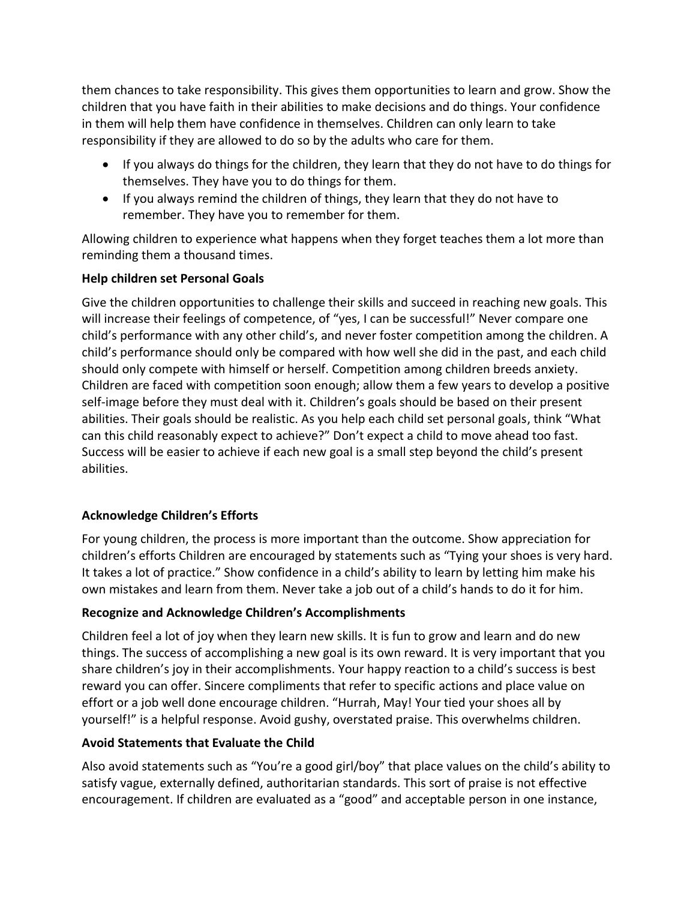them chances to take responsibility. This gives them opportunities to learn and grow. Show the children that you have faith in their abilities to make decisions and do things. Your confidence in them will help them have confidence in themselves. Children can only learn to take responsibility if they are allowed to do so by the adults who care for them.

- If you always do things for the children, they learn that they do not have to do things for themselves. They have you to do things for them.
- If you always remind the children of things, they learn that they do not have to remember. They have you to remember for them.

Allowing children to experience what happens when they forget teaches them a lot more than reminding them a thousand times.

**Help children set Personal Goals**

Give the children opportunities to challenge their skills and succeed in reaching new goals. This will increase their feelings of competence, of "yes, I can be successful!" Never compare one child's performance with any other child's, and never foster competition among the children. A child's performance should only be compared with how well she did in the past, and each child should only compete with himself or herself. Competition among children breeds anxiety. Children are faced with competition soon enough; allow them a few years to develop a positive self-image before they must deal with it. Children's goals should be based on their present abilities. Their goals should be realistic. As you help each child set personal goals, think "What can this child reasonably expect to achieve?" Don't expect a child to move ahead too fast. Success will be easier to achieve if each new goal is a small step beyond the child's present abilities.

**Acknowledge Children's Efforts**

For young children, the process is more important than the outcome. Show appreciation for children's efforts Children are encouraged by statements such as "Tying your shoes is very hard. It takes a lot of practice." Show confidence in a child's ability to learn by letting him make his own mistakes and learn from them. Never take a job out of a child's hands to do it for him.

**Recognize and Acknowledge Children's Accomplishments**

Children feel a lot of joy when they learn new skills. It is fun to grow and learn and do new things. The success of accomplishing a new goal is its own reward. It is very important that you share children's joy in their accomplishments. Your happy reaction to a child's success is best reward you can offer. Sincere compliments that refer to specific actions and place value on effort or a job well done encourage children. "Hurrah, May! Your tied your shoes all by yourself!" is a helpful response. Avoid gushy, overstated praise. This overwhelms children.

**Avoid Statements that Evaluate the Child**

Also avoid statements such as "You're a good girl/boy" that place values on the child's ability to satisfy vague, externally defined, authoritarian standards. This sort of praise is not effective encouragement. If children are evaluated as a "good" and acceptable person in one instance,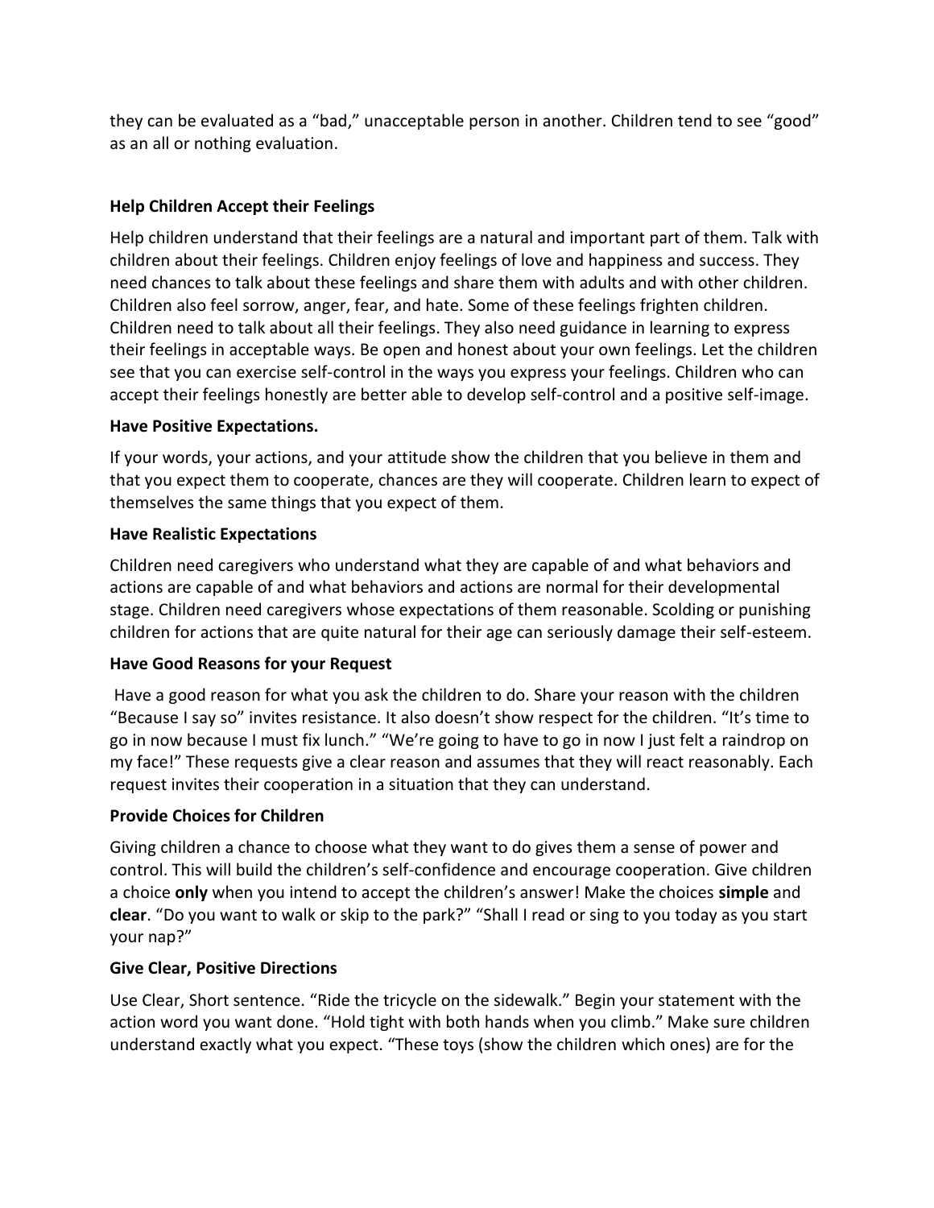they can be evaluated as a "bad," unacceptable person in another. Children tend to see "good" as an all or nothing evaluation.

### Help Children Accept their Feelings

Help children understand that their feelings are a natural and important part of them. Talk with children about their feelings. Children enjoy feelings of love and happiness and success. They need chances to talk about these feelings and share them with adults and with other children. Children also feel sorrow, anger, fear, and hate. Some of these feelings frighten children. Children need to talk about all their feelings. They also need guidance in learning to express their feelings in acceptable ways. Be open and honest about your own feelings. Let the children see that you can exercise self-control in the ways you express your feelings. Children who can accept their feelings honestly are better able to develop self-control and a positive self-image.

### Have Positive Expectations.

If your words, your actions, and your attitude show the children that you believe in them and that you expect them to cooperate, chances are they will cooperate. Children learn to expect of themselves the same things that you expect of them.

### Have Realistic Expectations

Children need caregivers who understand what they are capable of and what behaviors and actions are capable of and what behaviors and actions are normal for their developmental stage. Children need caregivers whose expectations of them reasonable. Scolding or punishing children for actions that are quite natural for their age can seriously damage their self-esteem.

### Have Good Reasons for your Request

Have a good reason for what you ask the children to do. Share your reason with the children "Because I say so" invites resistance. It also doesn't show respect for the children. "It's time to go in now because I must fix lunch." "We're going to have to go in now I just felt a raindrop on my face!" These requests give a clear reason and assumes that they will react reasonably. Each request invites their cooperation in a situation that they can understand.

### Provide Choices for Children

Giving children a chance to choose what they want to do gives them a sense of power and control. This will build the children's self-confidence and encourage cooperation. Give children a choice **only** when you intend to accept the children's answer! Make the choices **simple** and **clear**. "Do you want to walk or skip to the park?" "Shall I read or sing to you today as you start your nap?"

### Give Clear, Positive Directions

Use Clear, Short sentence. "Ride the tricycle on the sidewalk." Begin your statement with the action word you want done. "Hold tight with both hands when you climb." Make sure children understand exactly what you expect. "These toys (show the children which ones) are for the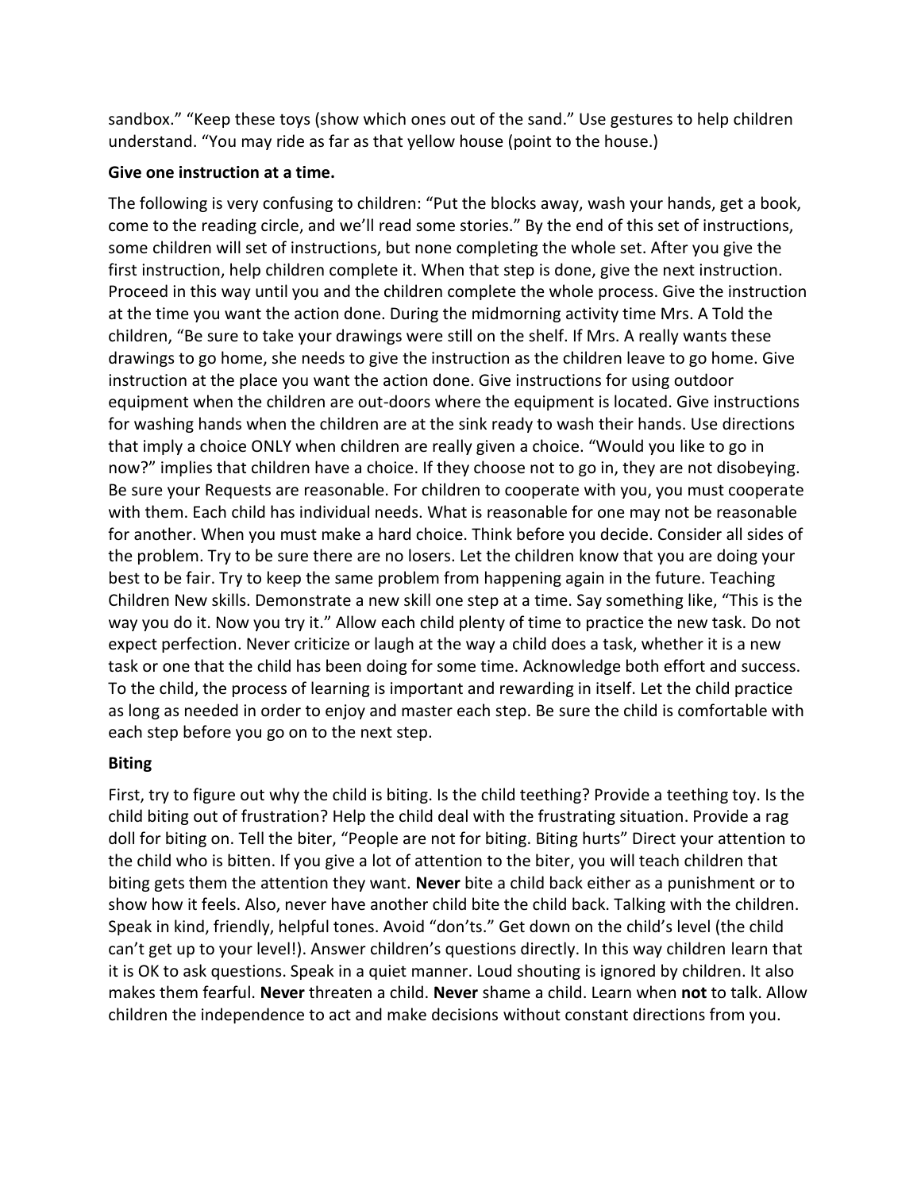sandbox." "Keep these toys (show which ones out of the sand." Use gestures to help children understand. "You may ride as far as that yellow house (point to the house.)

**Give one instruction at a time.**

The following is very confusing to children: "Put the blocks away, wash your hands, get a book, come to the reading circle, and we'll read some stories." By the end of this set of instructions, some children will set of instructions, but none completing the whole set. After you give the first instruction, help children complete it. When that step is done, give the next instruction. Proceed in this way until you and the children complete the whole process. Give the instruction at the time you want the action done. During the midmorning activity time Mrs. A Told the children, "Be sure to take your drawings were still on the shelf. If Mrs. A really wants these drawings to go home, she needs to give the instruction as the children leave to go home. Give instruction at the place you want the action done. Give instructions for using outdoor equipment when the children are out-doors where the equipment is located. Give instructions for washing hands when the children are at the sink ready to wash their hands. Use directions that imply a choice ONLY when children are really given a choice. "Would you like to go in now?" implies that children have a choice. If they choose not to go in, they are not disobeying. Be sure your Requests are reasonable. For children to cooperate with you, you must cooperate with them. Each child has individual needs. What is reasonable for one may not be reasonable for another. When you must make a hard choice. Think before you decide. Consider all sides of the problem. Try to be sure there are no losers. Let the children know that you are doing your best to be fair. Try to keep the same problem from happening again in the future. Teaching Children New skills. Demonstrate a new skill one step at a time. Say something like, "This is the way you do it. Now you try it." Allow each child plenty of time to practice the new task. Do not expect perfection. Never criticize or laugh at the way a child does a task, whether it is a new task or one that the child has been doing for some time. Acknowledge both effort and success. To the child, the process of learning is important and rewarding in itself. Let the child practice as long as needed in order to enjoy and master each step. Be sure the child is comfortable with each step before you go on to the next step.

**Biting**

First, try to figure out why the child is biting. Is the child teething? Provide a teething toy. Is the child biting out of frustration? Help the child deal with the frustrating situation. Provide a rag doll for biting on. Tell the biter, "People are not for biting. Biting hurts" Direct your attention to the child who is bitten. If you give a lot of attention to the biter, you will teach children that biting gets them the attention they want. **Never** bite a child back either as a punishment or to show how it feels. Also, never have another child bite the child back. Talking with the children. Speak in kind, friendly, helpful tones. Avoid "don'ts." Get down on the child's level (the child can't get up to your level!). Answer children's questions directly. In this way children learn that it is OK to ask questions. Speak in a quiet manner. Loud shouting is ignored by children. It also makes them fearful. **Never** threaten a child. **Never** shame a child. Learn when **not** to talk. Allow children the independence to act and make decisions without constant directions from you.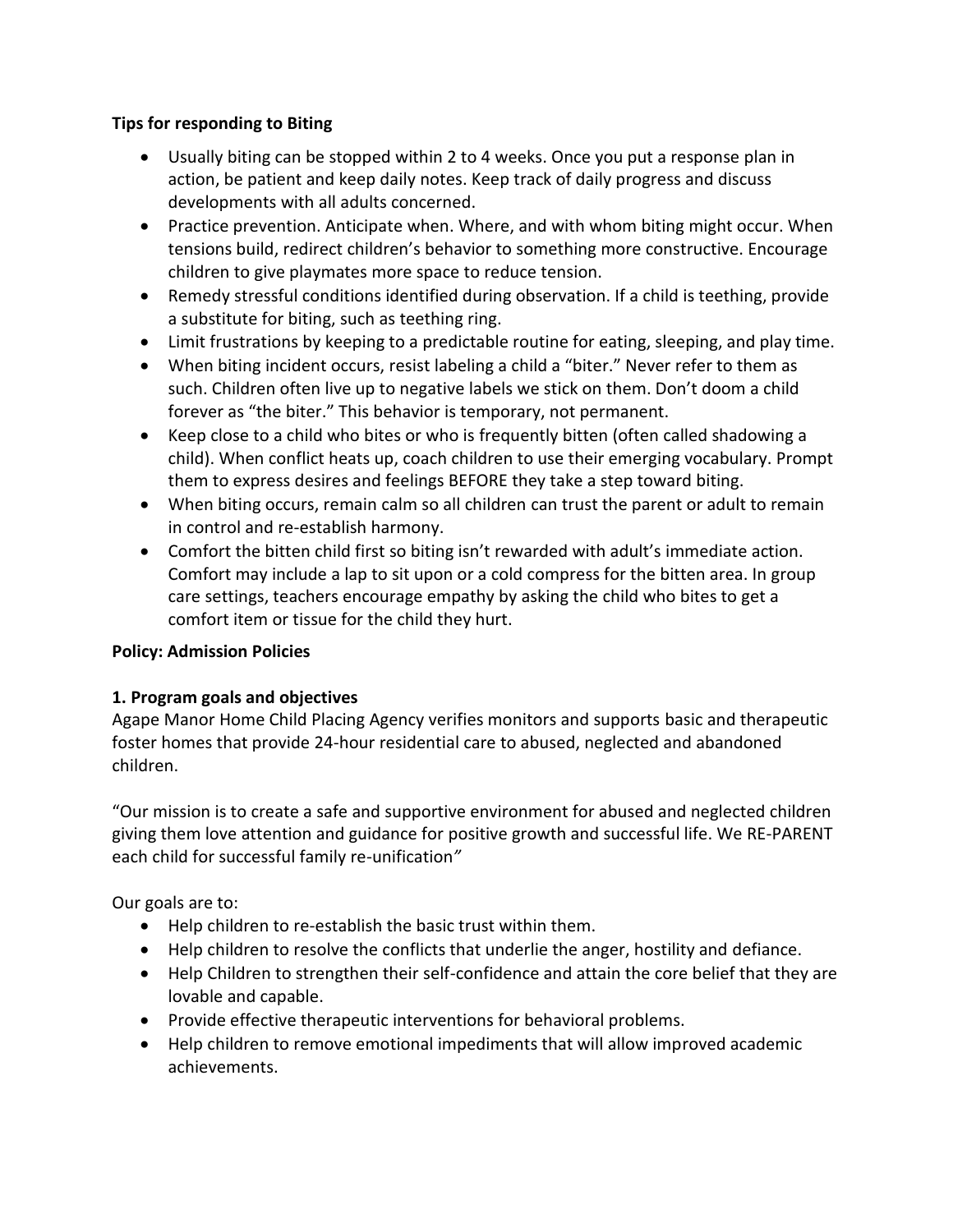**Tips for responding to Biting**

- Usually biting can be stopped within 2 to 4 weeks. Once you put a response plan in action, be patient and keep daily notes. Keep track of daily progress and discuss developments with all adults concerned.
- Practice prevention. Anticipate when. Where, and with whom biting might occur. When tensions build, redirect children's behavior to something more constructive. Encourage children to give playmates more space to reduce tension.
- Remedy stressful conditions identified during observation. If a child is teething, provide a substitute for biting, such as teething ring.
- Limit frustrations by keeping to a predictable routine for eating, sleeping, and play time.
- When biting incident occurs, resist labeling a child a "biter." Never refer to them as such. Children often live up to negative labels we stick on them. Don't doom a child forever as "the biter." This behavior is temporary, not permanent.
- Keep close to a child who bites or who is frequently bitten (often called shadowing a child). When conflict heats up, coach children to use their emerging vocabulary. Prompt them to express desires and feelings BEFORE they take a step toward biting.
- When biting occurs, remain calm so all children can trust the parent or adult to remain in control and re-establish harmony.
- Comfort the bitten child first so biting isn't rewarded with adult's immediate action. Comfort may include a lap to sit upon or a cold compress for the bitten area. In group care settings, teachers encourage empathy by asking the child who bites to get a comfort item or tissue for the child they hurt.

**Policy: Admission Policies**

**1. Program goals and objectives**

Agape Manor Home Child Placing Agency verifies monitors and supports basic and therapeutic foster homes that provide 24-hour residential care to abused, neglected and abandoned children.

"Our mission is to create a safe and supportive environment for abused and neglected children giving them love attention and guidance for positive growth and successful life. We RE-PARENT each child for successful family re-unification"

Our goals are to:

- Help children to re-establish the basic trust within them.
- Help children to resolve the conflicts that underlie the anger, hostility and defiance.
- Help Children to strengthen their self-confidence and attain the core belief that they are lovable and capable.
- Provide effective therapeutic interventions for behavioral problems.
- Help children to remove emotional impediments that will allow improved academic achievements.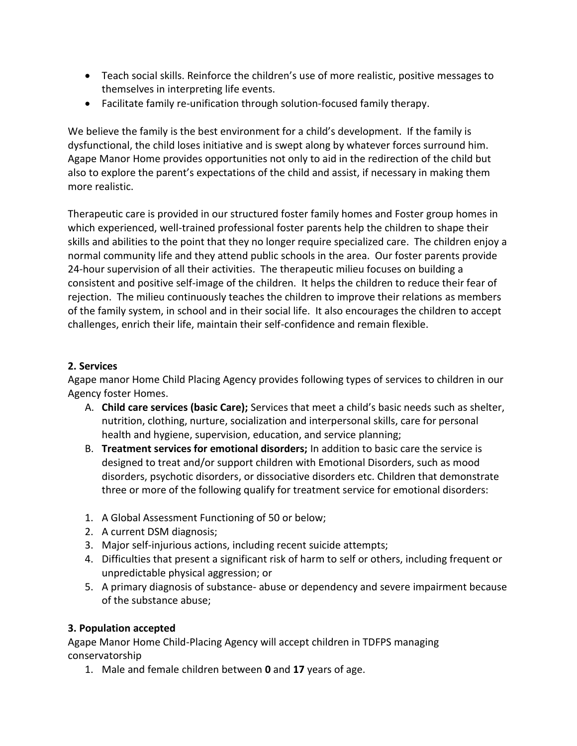- Teach social skills. Reinforce the children's use of more realistic, positive messages to themselves in interpreting life events.
- Facilitate family re-unification through solution-focused family therapy.

We believe the family is the best environment for a child's development. If the family is dysfunctional, the child loses initiative and is swept along by whatever forces surround him. Agape Manor Home provides opportunities not only to aid in the redirection of the child but also to explore the parent's expectations of the child and assist, if necessary in making them more realistic.

Therapeutic care is provided in our structured foster family homes and Foster group homes in which experienced, well-trained professional foster parents help the children to shape their skills and abilities to the point that they no longer require specialized care. The children enjoy a normal community life and they attend public schools in the area. Our foster parents provide 24-hour supervision of all their activities. The therapeutic milieu focuses on building a consistent and positive self-image of the children. It helps the children to reduce their fear of rejection. The milieu continuously teaches the children to improve their relations as members of the family system, in school and in their social life. It also encourages the children to accept challenges, enrich their life, maintain their self-confidence and remain flexible.

**2. Services**

Agape manor Home Child Placing Agency provides following types of services to children in our Agency foster Homes.

A. **Child care services (basic Care);** Services that meet a child's basic needs such as shelter, nutrition, clothing, nurture, socialization and interpersonal skills, care for personal health and hygiene, supervision, education, and service planning;
B. **Treatment services for emotional disorders;** In addition to basic care the service is designed to treat and/or support children with Emotional Disorders, such as mood disorders, psychotic disorders, or dissociative disorders etc. Children that demonstrate three or more of the following qualify for treatment service for emotional disorders:

1. A Global Assessment Functioning of 50 or below;
2. A current DSM diagnosis;
3. Major self-injurious actions, including recent suicide attempts;
4. Difficulties that present a significant risk of harm to self or others, including frequent or unpredictable physical aggression; or
5. A primary diagnosis of substance- abuse or dependency and severe impairment because of the substance abuse;

**3. Population accepted**

Agape Manor Home Child-Placing Agency will accept children in TDFPS managing conservatorship

1. Male and female children between **0** and **17** years of age.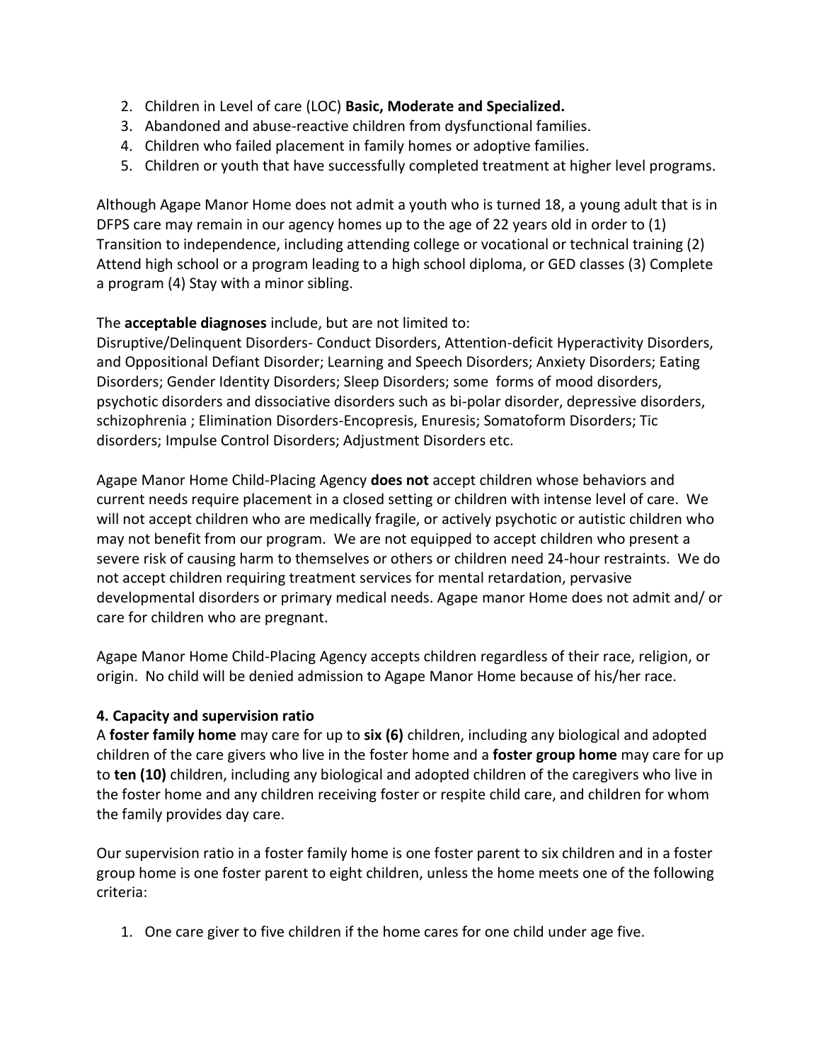2. Children in Level of care (LOC) **Basic, Moderate and Specialized.**
3. Abandoned and abuse-reactive children from dysfunctional families.
4. Children who failed placement in family homes or adoptive families.
5. Children or youth that have successfully completed treatment at higher level programs.

Although Agape Manor Home does not admit a youth who is turned 18, a young adult that is in DFPS care may remain in our agency homes up to the age of 22 years old in order to (1) Transition to independence, including attending college or vocational or technical training (2) Attend high school or a program leading to a high school diploma, or GED classes (3) Complete a program (4) Stay with a minor sibling.

The **acceptable diagnoses** include, but are not limited to:
Disruptive/Delinquent Disorders- Conduct Disorders, Attention-deficit Hyperactivity Disorders, and Oppositional Defiant Disorder; Learning and Speech Disorders; Anxiety Disorders; Eating Disorders; Gender Identity Disorders; Sleep Disorders; some forms of mood disorders, psychotic disorders and dissociative disorders such as bi-polar disorder, depressive disorders, schizophrenia ; Elimination Disorders-Encopresis, Enuresis; Somatoform Disorders; Tic disorders; Impulse Control Disorders; Adjustment Disorders etc.

Agape Manor Home Child-Placing Agency **does not** accept children whose behaviors and current needs require placement in a closed setting or children with intense level of care. We will not accept children who are medically fragile, or actively psychotic or autistic children who may not benefit from our program. We are not equipped to accept children who present a severe risk of causing harm to themselves or others or children need 24-hour restraints. We do not accept children requiring treatment services for mental retardation, pervasive developmental disorders or primary medical needs. Agape manor Home does not admit and/ or care for children who are pregnant.

Agape Manor Home Child-Placing Agency accepts children regardless of their race, religion, or origin. No child will be denied admission to Agape Manor Home because of his/her race.

**4. Capacity and supervision ratio**

A **foster family home** may care for up to **six (6)** children, including any biological and adopted children of the care givers who live in the foster home and a **foster group home** may care for up to **ten (10)** children, including any biological and adopted children of the caregivers who live in the foster home and any children receiving foster or respite child care, and children for whom the family provides day care.

Our supervision ratio in a foster family home is one foster parent to six children and in a foster group home is one foster parent to eight children, unless the home meets one of the following criteria:

1. One care giver to five children if the home cares for one child under age five.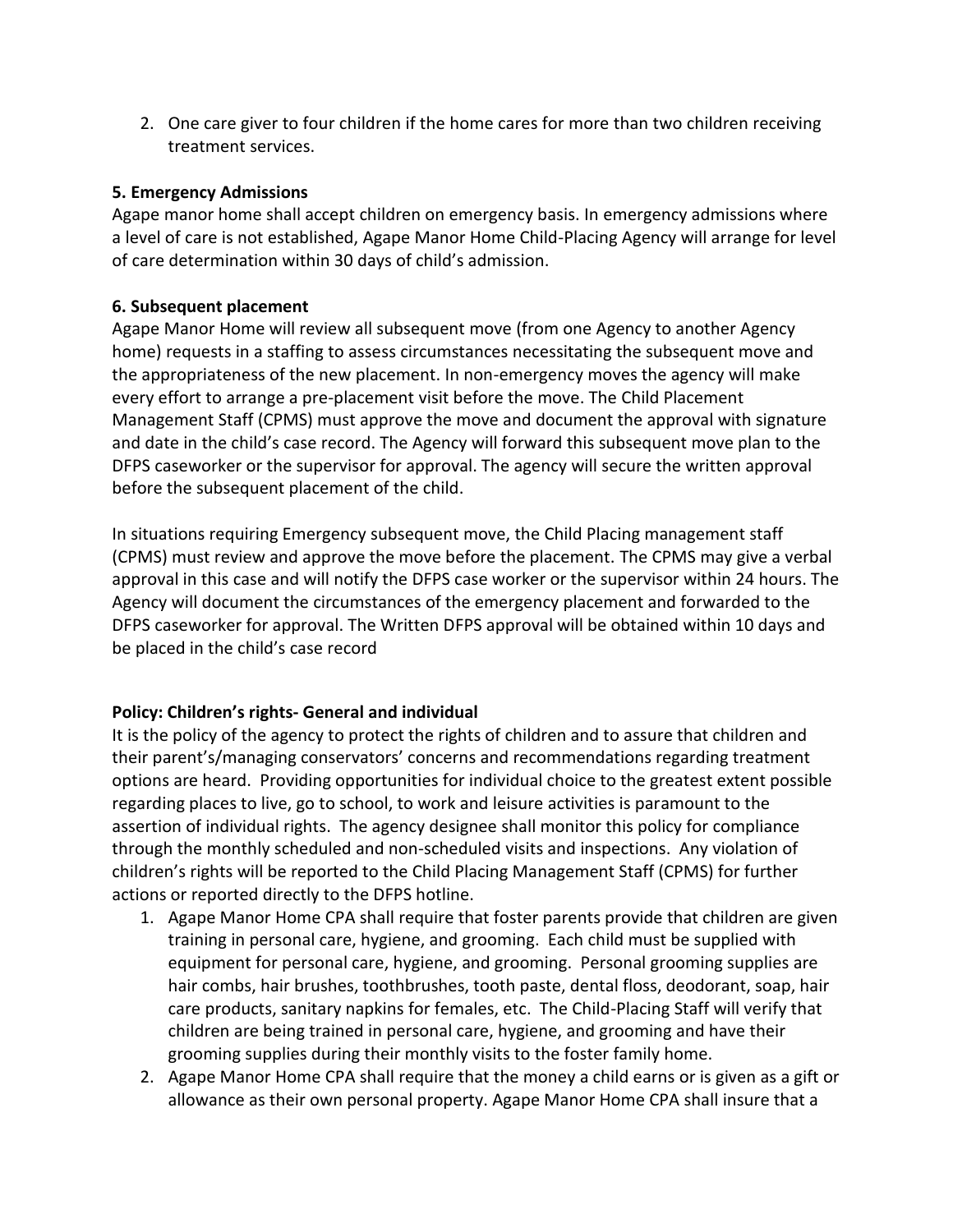2. One care giver to four children if the home cares for more than two children receiving treatment services.

**5. Emergency Admissions**

Agape manor home shall accept children on emergency basis. In emergency admissions where a level of care is not established, Agape Manor Home Child-Placing Agency will arrange for level of care determination within 30 days of child's admission.

**6. Subsequent placement**

Agape Manor Home will review all subsequent move (from one Agency to another Agency home) requests in a staffing to assess circumstances necessitating the subsequent move and the appropriateness of the new placement. In non-emergency moves the agency will make every effort to arrange a pre-placement visit before the move. The Child Placement Management Staff (CPMS) must approve the move and document the approval with signature and date in the child's case record. The Agency will forward this subsequent move plan to the DFPS caseworker or the supervisor for approval. The agency will secure the written approval before the subsequent placement of the child.

In situations requiring Emergency subsequent move, the Child Placing management staff (CPMS) must review and approve the move before the placement. The CPMS may give a verbal approval in this case and will notify the DFPS case worker or the supervisor within 24 hours. The Agency will document the circumstances of the emergency placement and forwarded to the DFPS caseworker for approval. The Written DFPS approval will be obtained within 10 days and be placed in the child's case record

**Policy: Children's rights- General and individual**

It is the policy of the agency to protect the rights of children and to assure that children and their parent's/managing conservators' concerns and recommendations regarding treatment options are heard. Providing opportunities for individual choice to the greatest extent possible regarding places to live, go to school, to work and leisure activities is paramount to the assertion of individual rights. The agency designee shall monitor this policy for compliance through the monthly scheduled and non-scheduled visits and inspections. Any violation of children's rights will be reported to the Child Placing Management Staff (CPMS) for further actions or reported directly to the DFPS hotline.

1. Agape Manor Home CPA shall require that foster parents provide that children are given training in personal care, hygiene, and grooming. Each child must be supplied with equipment for personal care, hygiene, and grooming. Personal grooming supplies are hair combs, hair brushes, toothbrushes, tooth paste, dental floss, deodorant, soap, hair care products, sanitary napkins for females, etc. The Child-Placing Staff will verify that children are being trained in personal care, hygiene, and grooming and have their grooming supplies during their monthly visits to the foster family home.
2. Agape Manor Home CPA shall require that the money a child earns or is given as a gift or allowance as their own personal property. Agape Manor Home CPA shall insure that a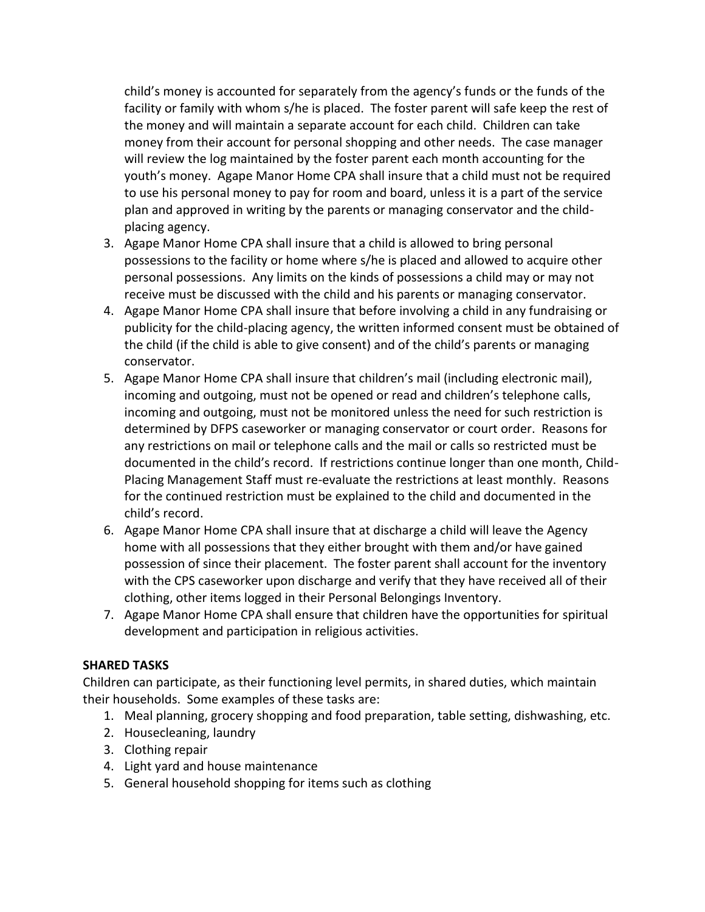child's money is accounted for separately from the agency's funds or the funds of the facility or family with whom s/he is placed. The foster parent will safe keep the rest of the money and will maintain a separate account for each child. Children can take money from their account for personal shopping and other needs. The case manager will review the log maintained by the foster parent each month accounting for the youth's money. Agape Manor Home CPA shall insure that a child must not be required to use his personal money to pay for room and board, unless it is a part of the service plan and approved in writing by the parents or managing conservator and the child-placing agency.

3. Agape Manor Home CPA shall insure that a child is allowed to bring personal possessions to the facility or home where s/he is placed and allowed to acquire other personal possessions. Any limits on the kinds of possessions a child may or may not receive must be discussed with the child and his parents or managing conservator.
4. Agape Manor Home CPA shall insure that before involving a child in any fundraising or publicity for the child-placing agency, the written informed consent must be obtained of the child (if the child is able to give consent) and of the child's parents or managing conservator.
5. Agape Manor Home CPA shall insure that children's mail (including electronic mail), incoming and outgoing, must not be opened or read and children's telephone calls, incoming and outgoing, must not be monitored unless the need for such restriction is determined by DFPS caseworker or managing conservator or court order. Reasons for any restrictions on mail or telephone calls and the mail or calls so restricted must be documented in the child's record. If restrictions continue longer than one month, Child-Placing Management Staff must re-evaluate the restrictions at least monthly. Reasons for the continued restriction must be explained to the child and documented in the child's record.
6. Agape Manor Home CPA shall insure that at discharge a child will leave the Agency home with all possessions that they either brought with them and/or have gained possession of since their placement. The foster parent shall account for the inventory with the CPS caseworker upon discharge and verify that they have received all of their clothing, other items logged in their Personal Belongings Inventory.
7. Agape Manor Home CPA shall ensure that children have the opportunities for spiritual development and participation in religious activities.

**SHARED TASKS**

Children can participate, as their functioning level permits, in shared duties, which maintain their households. Some examples of these tasks are:

1. Meal planning, grocery shopping and food preparation, table setting, dishwashing, etc.
2. Housecleaning, laundry
3. Clothing repair
4. Light yard and house maintenance
5. General household shopping for items such as clothing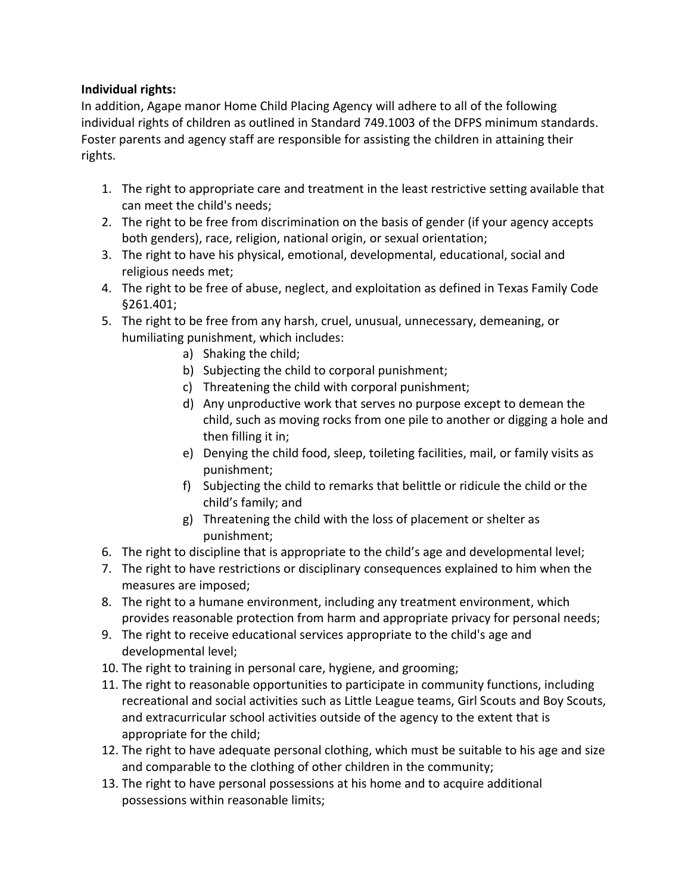**Individual rights:**

In addition, Agape manor Home Child Placing Agency will adhere to all of the following individual rights of children as outlined in Standard 749.1003 of the DFPS minimum standards. Foster parents and agency staff are responsible for assisting the children in attaining their rights.

1. The right to appropriate care and treatment in the least restrictive setting available that can meet the child's needs;
2. The right to be free from discrimination on the basis of gender (if your agency accepts both genders), race, religion, national origin, or sexual orientation;
3. The right to have his physical, emotional, developmental, educational, social and religious needs met;
4. The right to be free of abuse, neglect, and exploitation as defined in Texas Family Code §261.401;
5. The right to be free from any harsh, cruel, unusual, unnecessary, demeaning, or humiliating punishment, which includes:
   a) Shaking the child;
   b) Subjecting the child to corporal punishment;
   c) Threatening the child with corporal punishment;
   d) Any unproductive work that serves no purpose except to demean the child, such as moving rocks from one pile to another or digging a hole and then filling it in;
   e) Denying the child food, sleep, toileting facilities, mail, or family visits as punishment;
   f) Subjecting the child to remarks that belittle or ridicule the child or the child's family; and
   g) Threatening the child with the loss of placement or shelter as punishment;
6. The right to discipline that is appropriate to the child's age and developmental level;
7. The right to have restrictions or disciplinary consequences explained to him when the measures are imposed;
8. The right to a humane environment, including any treatment environment, which provides reasonable protection from harm and appropriate privacy for personal needs;
9. The right to receive educational services appropriate to the child's age and developmental level;
10. The right to training in personal care, hygiene, and grooming;
11. The right to reasonable opportunities to participate in community functions, including recreational and social activities such as Little League teams, Girl Scouts and Boy Scouts, and extracurricular school activities outside of the agency to the extent that is appropriate for the child;
12. The right to have adequate personal clothing, which must be suitable to his age and size and comparable to the clothing of other children in the community;
13. The right to have personal possessions at his home and to acquire additional possessions within reasonable limits;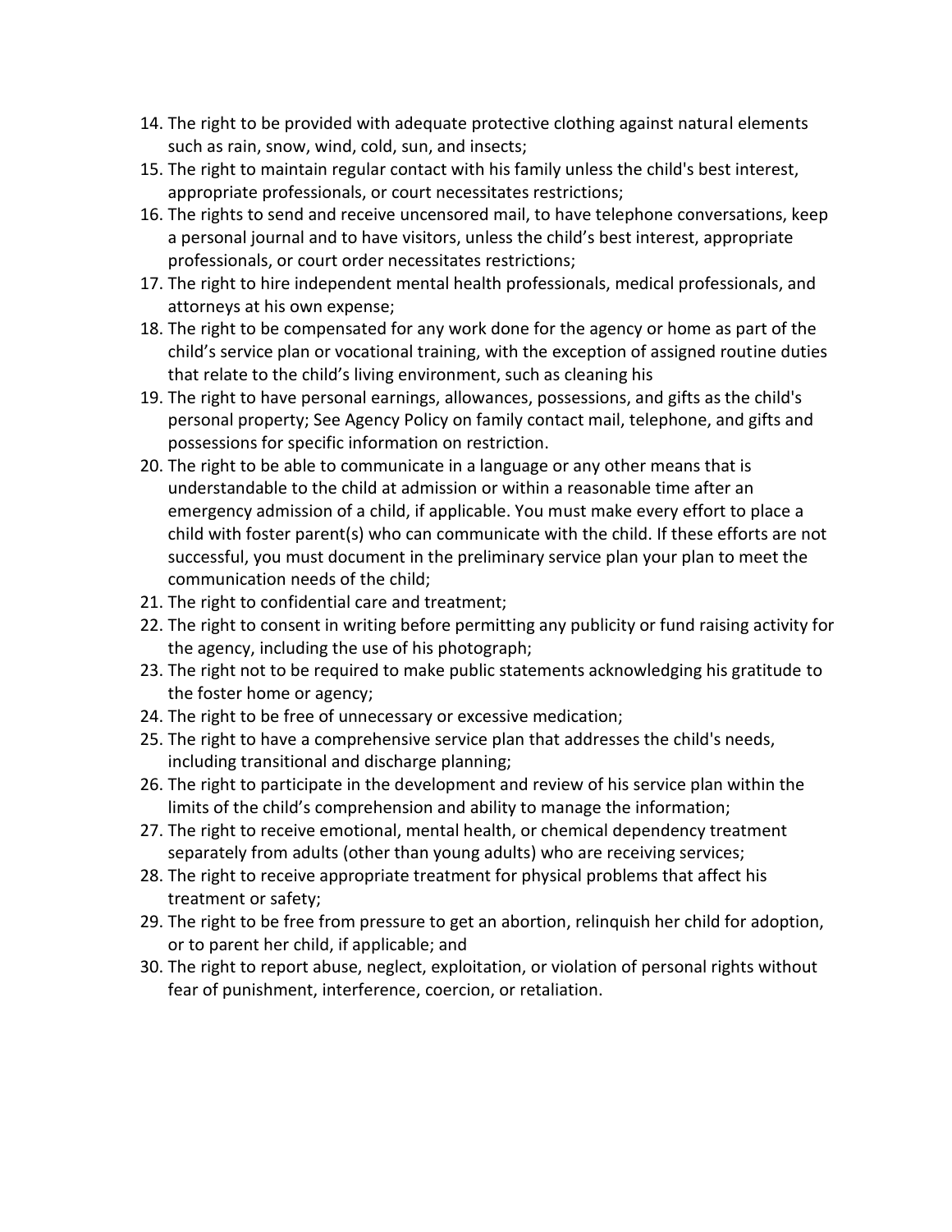14. The right to be provided with adequate protective clothing against natural elements such as rain, snow, wind, cold, sun, and insects;
15. The right to maintain regular contact with his family unless the child's best interest, appropriate professionals, or court necessitates restrictions;
16. The rights to send and receive uncensored mail, to have telephone conversations, keep a personal journal and to have visitors, unless the child's best interest, appropriate professionals, or court order necessitates restrictions;
17. The right to hire independent mental health professionals, medical professionals, and attorneys at his own expense;
18. The right to be compensated for any work done for the agency or home as part of the child's service plan or vocational training, with the exception of assigned routine duties that relate to the child's living environment, such as cleaning his
19. The right to have personal earnings, allowances, possessions, and gifts as the child's personal property; See Agency Policy on family contact mail, telephone, and gifts and possessions for specific information on restriction.
20. The right to be able to communicate in a language or any other means that is understandable to the child at admission or within a reasonable time after an emergency admission of a child, if applicable. You must make every effort to place a child with foster parent(s) who can communicate with the child. If these efforts are not successful, you must document in the preliminary service plan your plan to meet the communication needs of the child;
21. The right to confidential care and treatment;
22. The right to consent in writing before permitting any publicity or fund raising activity for the agency, including the use of his photograph;
23. The right not to be required to make public statements acknowledging his gratitude to the foster home or agency;
24. The right to be free of unnecessary or excessive medication;
25. The right to have a comprehensive service plan that addresses the child's needs, including transitional and discharge planning;
26. The right to participate in the development and review of his service plan within the limits of the child's comprehension and ability to manage the information;
27. The right to receive emotional, mental health, or chemical dependency treatment separately from adults (other than young adults) who are receiving services;
28. The right to receive appropriate treatment for physical problems that affect his treatment or safety;
29. The right to be free from pressure to get an abortion, relinquish her child for adoption, or to parent her child, if applicable; and
30. The right to report abuse, neglect, exploitation, or violation of personal rights without fear of punishment, interference, coercion, or retaliation.